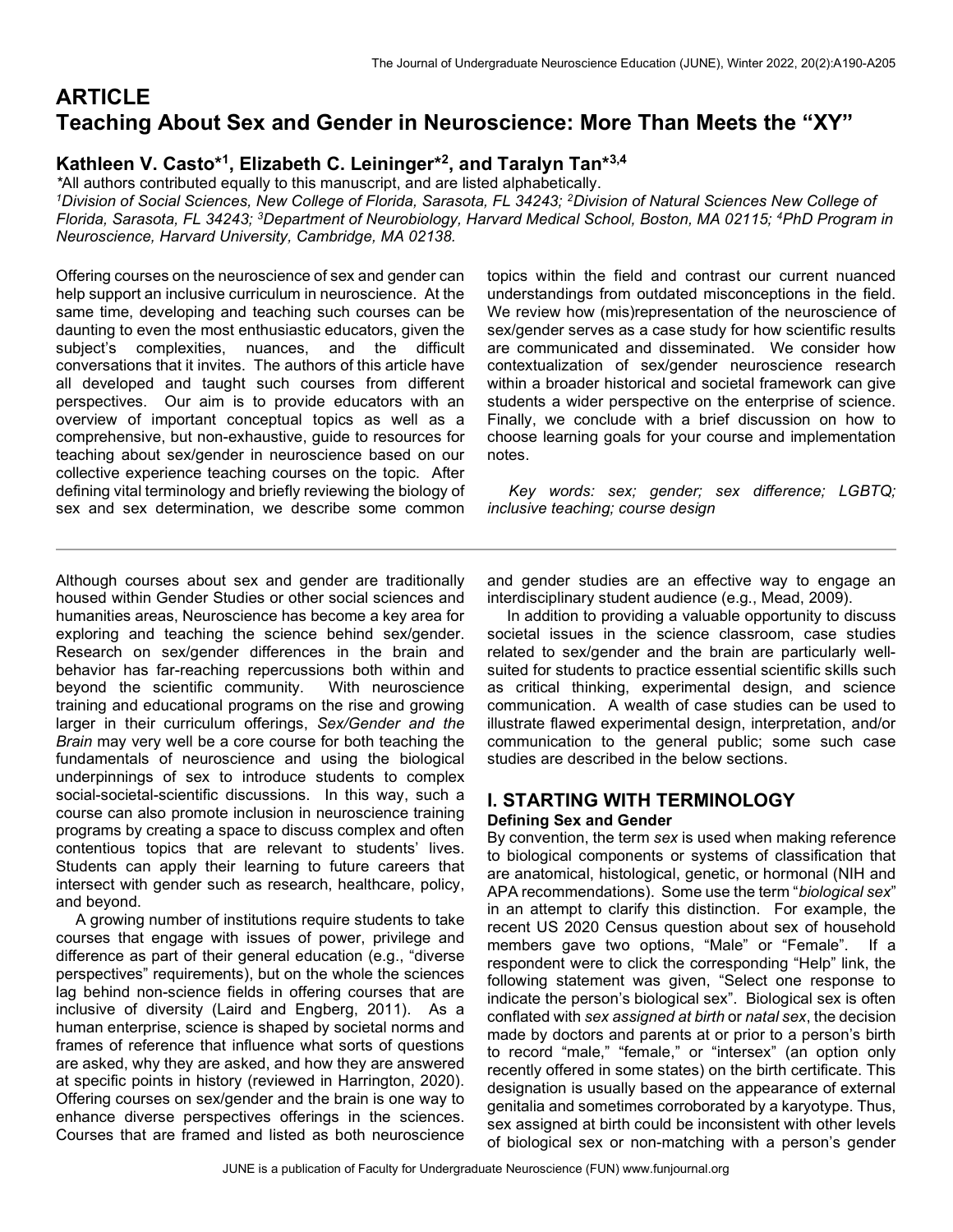# ARTICLE
# Teaching About Sex and Gender in Neuroscience: More Than Meets the "XY"

**Kathleen V. Casto*[1], Elizabeth C. Leininger*[2], and Taralyn Tan*[3,4]**

*All authors contributed equally to this manuscript, and are listed alphabetically.

[1]*Division of Social Sciences, New College of Florida, Sarasota, FL 34243;* [2]*Division of Natural Sciences New College of Florida, Sarasota, FL 34243;* [3]*Department of Neurobiology, Harvard Medical School, Boston, MA 02115;* [4]*PhD Program in Neuroscience, Harvard University, Cambridge, MA 02138.*

Offering courses on the neuroscience of sex and gender can help support an inclusive curriculum in neuroscience. At the same time, developing and teaching such courses can be daunting to even the most enthusiastic educators, given the subject's complexities, nuances, and the difficult conversations that it invites. The authors of this article have all developed and taught such courses from different perspectives. Our aim is to provide educators with an overview of important conceptual topics as well as a comprehensive, but non-exhaustive, guide to resources for teaching about sex/gender in neuroscience based on our collective experience teaching courses on the topic. After defining vital terminology and briefly reviewing the biology of sex and sex determination, we describe some common topics within the field and contrast our current nuanced understandings from outdated misconceptions in the field. We review how (mis)representation of the neuroscience of sex/gender serves as a case study for how scientific results are communicated and disseminated. We consider how contextualization of sex/gender neuroscience research within a broader historical and societal framework can give students a wider perspective on the enterprise of science. Finally, we conclude with a brief discussion on how to choose learning goals for your course and implementation notes.

*Key words: sex; gender; sex difference; LGBTQ; inclusive teaching; course design*

---

Although courses about sex and gender are traditionally housed within Gender Studies or other social sciences and humanities areas, Neuroscience has become a key area for exploring and teaching the science behind sex/gender. Research on sex/gender differences in the brain and behavior has far-reaching repercussions both within and beyond the scientific community. With neuroscience training and educational programs on the rise and growing larger in their curriculum offerings, *Sex/Gender and the Brain* may very well be a core course for both teaching the fundamentals of neuroscience and using the biological underpinnings of sex to introduce students to complex social-societal-scientific discussions. In this way, such a course can also promote inclusion in neuroscience training programs by creating a space to discuss complex and often contentious topics that are relevant to students' lives. Students can apply their learning to future careers that intersect with gender such as research, healthcare, policy, and beyond.

A growing number of institutions require students to take courses that engage with issues of power, privilege and difference as part of their general education (e.g., "diverse perspectives" requirements), but on the whole the sciences lag behind non-science fields in offering courses that are inclusive of diversity (Laird and Engberg, 2011). As a human enterprise, science is shaped by societal norms and frames of reference that influence what sorts of questions are asked, why they are asked, and how they are answered at specific points in history (reviewed in Harrington, 2020). Offering courses on sex/gender and the brain is one way to enhance diverse perspectives offerings in the sciences. Courses that are framed and listed as both neuroscience and gender studies are an effective way to engage an interdisciplinary student audience (e.g., Mead, 2009).

In addition to providing a valuable opportunity to discuss societal issues in the science classroom, case studies related to sex/gender and the brain are particularly well-suited for students to practice essential scientific skills such as critical thinking, experimental design, and science communication. A wealth of case studies can be used to illustrate flawed experimental design, interpretation, and/or communication to the general public; some such case studies are described in the below sections.

## I. STARTING WITH TERMINOLOGY

### Defining Sex and Gender

By convention, the term *sex* is used when making reference to biological components or systems of classification that are anatomical, histological, genetic, or hormonal (NIH and APA recommendations). Some use the term "*biological sex*" in an attempt to clarify this distinction. For example, the recent US 2020 Census question about sex of household members gave two options, "Male" or "Female". If a respondent were to click the corresponding "Help" link, the following statement was given, "Select one response to indicate the person's biological sex". Biological sex is often conflated with *sex assigned at birth* or *natal sex*, the decision made by doctors and parents at or prior to a person's birth to record "male," "female," or "intersex" (an option only recently offered in some states) on the birth certificate. This designation is usually based on the appearance of external genitalia and sometimes corroborated by a karyotype. Thus, sex assigned at birth could be inconsistent with other levels of biological sex or non-matching with a person's gender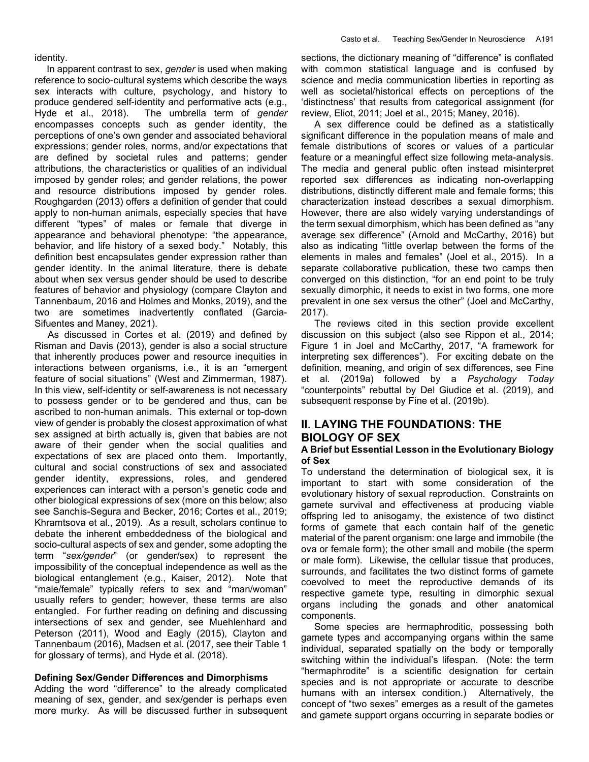identity.

In apparent contrast to sex, *gender* is used when making reference to socio-cultural systems which describe the ways sex interacts with culture, psychology, and history to produce gendered self-identity and performative acts (e.g., Hyde et al., 2018). The umbrella term of *gender* encompasses concepts such as gender identity, the perceptions of one's own gender and associated behavioral expressions; gender roles, norms, and/or expectations that are defined by societal rules and patterns; gender attributions, the characteristics or qualities of an individual imposed by gender roles; and gender relations, the power and resource distributions imposed by gender roles. Roughgarden (2013) offers a definition of gender that could apply to non-human animals, especially species that have different "types" of males or female that diverge in appearance and behavioral phenotype: "the appearance, behavior, and life history of a sexed body." Notably, this definition best encapsulates gender expression rather than gender identity. In the animal literature, there is debate about when sex versus gender should be used to describe features of behavior and physiology (compare Clayton and Tannenbaum, 2016 and Holmes and Monks, 2019), and the two are sometimes inadvertently conflated (Garcia-Sifuentes and Maney, 2021).

As discussed in Cortes et al. (2019) and defined by Risman and Davis (2013), gender is also a social structure that inherently produces power and resource inequities in interactions between organisms, i.e., it is an "emergent feature of social situations" (West and Zimmerman, 1987). In this view, self-identity or self-awareness is not necessary to possess gender or to be gendered and thus, can be ascribed to non-human animals. This external or top-down view of gender is probably the closest approximation of what sex assigned at birth actually is, given that babies are not aware of their gender when the social qualities and expectations of sex are placed onto them. Importantly, cultural and social constructions of sex and associated gender identity, expressions, roles, and gendered experiences can interact with a person's genetic code and other biological expressions of sex (more on this below; also see Sanchis-Segura and Becker, 2016; Cortes et al., 2019; Khramtsova et al., 2019). As a result, scholars continue to debate the inherent embeddedness of the biological and socio-cultural aspects of sex and gender, some adopting the term "*sex/gender*" (or gender/sex) to represent the impossibility of the conceptual independence as well as the biological entanglement (e.g., Kaiser, 2012). Note that "male/female" typically refers to sex and "man/woman" usually refers to gender; however, these terms are also entangled. For further reading on defining and discussing intersections of sex and gender, see Muehlenhard and Peterson (2011), Wood and Eagly (2015), Clayton and Tannenbaum (2016), Madsen et al. (2017, see their Table 1 for glossary of terms), and Hyde et al. (2018).

### Defining Sex/Gender Differences and Dimorphisms

Adding the word "difference" to the already complicated meaning of sex, gender, and sex/gender is perhaps even more murky. As will be discussed further in subsequent sections, the dictionary meaning of "difference" is conflated with common statistical language and is confused by science and media communication liberties in reporting as well as societal/historical effects on perceptions of the 'distinctness' that results from categorical assignment (for review, Eliot, 2011; Joel et al., 2015; Maney, 2016).

A sex difference could be defined as a statistically significant difference in the population means of male and female distributions of scores or values of a particular feature or a meaningful effect size following meta-analysis. The media and general public often instead misinterpret reported sex differences as indicating non-overlapping distributions, distinctly different male and female forms; this characterization instead describes a sexual dimorphism. However, there are also widely varying understandings of the term sexual dimorphism, which has been defined as "any average sex difference" (Arnold and McCarthy, 2016) but also as indicating "little overlap between the forms of the elements in males and females" (Joel et al., 2015). In a separate collaborative publication, these two camps then converged on this distinction, "for an end point to be truly sexually dimorphic, it needs to exist in two forms, one more prevalent in one sex versus the other" (Joel and McCarthy, 2017).

The reviews cited in this section provide excellent discussion on this subject (also see Rippon et al., 2014; Figure 1 in Joel and McCarthy, 2017, "A framework for interpreting sex differences"). For exciting debate on the definition, meaning, and origin of sex differences, see Fine et al. (2019a) followed by a *Psychology Today* "counterpoints" rebuttal by Del Giudice et al. (2019), and subsequent response by Fine et al. (2019b).

## II. LAYING THE FOUNDATIONS: THE BIOLOGY OF SEX

### A Brief but Essential Lesson in the Evolutionary Biology of Sex

To understand the determination of biological sex, it is important to start with some consideration of the evolutionary history of sexual reproduction. Constraints on gamete survival and effectiveness at producing viable offspring led to anisogamy, the existence of two distinct forms of gamete that each contain half of the genetic material of the parent organism: one large and immobile (the ova or female form); the other small and mobile (the sperm or male form). Likewise, the cellular tissue that produces, surrounds, and facilitates the two distinct forms of gamete coevolved to meet the reproductive demands of its respective gamete type, resulting in dimorphic sexual organs including the gonads and other anatomical components.

Some species are hermaphroditic, possessing both gamete types and accompanying organs within the same individual, separated spatially on the body or temporally switching within the individual's lifespan. (Note: the term "hermaphrodite" is a scientific designation for certain species and is not appropriate or accurate to describe humans with an intersex condition.) Alternatively, the concept of "two sexes" emerges as a result of the gametes and gamete support organs occurring in separate bodies or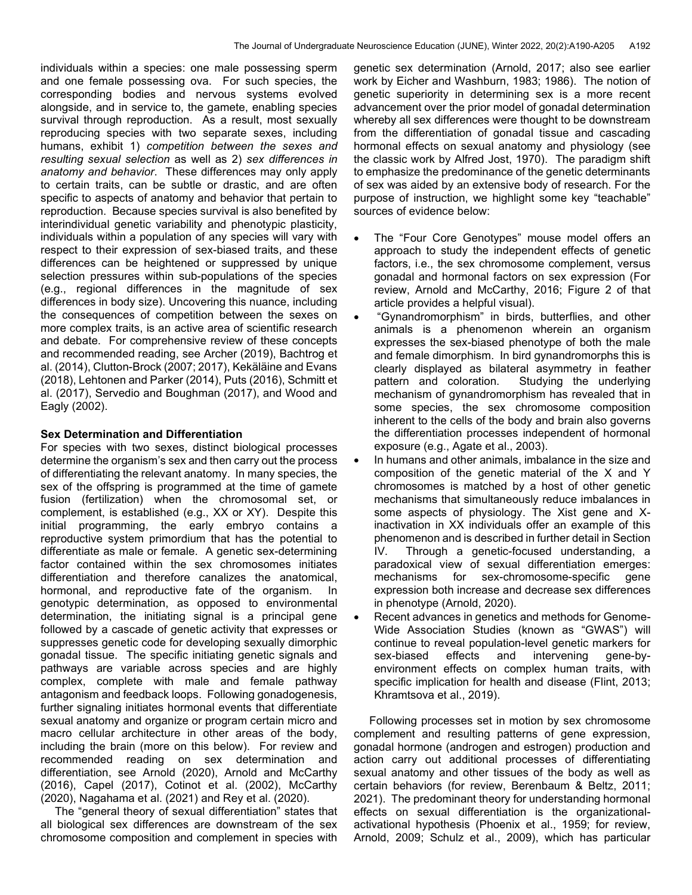individuals within a species: one male possessing sperm and one female possessing ova. For such species, the corresponding bodies and nervous systems evolved alongside, and in service to, the gamete, enabling species survival through reproduction. As a result, most sexually reproducing species with two separate sexes, including humans, exhibit 1) *competition between the sexes and resulting sexual selection* as well as 2) *sex differences in anatomy and behavior*. These differences may only apply to certain traits, can be subtle or drastic, and are often specific to aspects of anatomy and behavior that pertain to reproduction. Because species survival is also benefited by interindividual genetic variability and phenotypic plasticity, individuals within a population of any species will vary with respect to their expression of sex-biased traits, and these differences can be heightened or suppressed by unique selection pressures within sub-populations of the species (e.g., regional differences in the magnitude of sex differences in body size). Uncovering this nuance, including the consequences of competition between the sexes on more complex traits, is an active area of scientific research and debate. For comprehensive review of these concepts and recommended reading, see Archer (2019), Bachtrog et al. (2014), Clutton-Brock (2007; 2017), Kekäläine and Evans (2018), Lehtonen and Parker (2014), Puts (2016), Schmitt et al. (2017), Servedio and Boughman (2017), and Wood and Eagly (2002).

**Sex Determination and Differentiation**

For species with two sexes, distinct biological processes determine the organism's sex and then carry out the process of differentiating the relevant anatomy. In many species, the sex of the offspring is programmed at the time of gamete fusion (fertilization) when the chromosomal set, or complement, is established (e.g., XX or XY). Despite this initial programming, the early embryo contains a reproductive system primordium that has the potential to differentiate as male or female. A genetic sex-determining factor contained within the sex chromosomes initiates differentiation and therefore canalizes the anatomical, hormonal, and reproductive fate of the organism. In genotypic determination, as opposed to environmental determination, the initiating signal is a principal gene followed by a cascade of genetic activity that expresses or suppresses genetic code for developing sexually dimorphic gonadal tissue. The specific initiating genetic signals and pathways are variable across species and are highly complex, complete with male and female pathway antagonism and feedback loops. Following gonadogenesis, further signaling initiates hormonal events that differentiate sexual anatomy and organize or program certain micro and macro cellular architecture in other areas of the body, including the brain (more on this below). For review and recommended reading on sex determination and differentiation, see Arnold (2020), Arnold and McCarthy (2016), Capel (2017), Cotinot et al. (2002), McCarthy (2020), Nagahama et al. (2021) and Rey et al. (2020).

The "general theory of sexual differentiation" states that all biological sex differences are downstream of the sex chromosome composition and complement in species with genetic sex determination (Arnold, 2017; also see earlier work by Eicher and Washburn, 1983; 1986). The notion of genetic superiority in determining sex is a more recent advancement over the prior model of gonadal determination whereby all sex differences were thought to be downstream from the differentiation of gonadal tissue and cascading hormonal effects on sexual anatomy and physiology (see the classic work by Alfred Jost, 1970). The paradigm shift to emphasize the predominance of the genetic determinants of sex was aided by an extensive body of research. For the purpose of instruction, we highlight some key "teachable" sources of evidence below:

- The "Four Core Genotypes" mouse model offers an approach to study the independent effects of genetic factors, i.e., the sex chromosome complement, versus gonadal and hormonal factors on sex expression (For review, Arnold and McCarthy, 2016; Figure 2 of that article provides a helpful visual).
- "Gynandromorphism" in birds, butterflies, and other animals is a phenomenon wherein an organism expresses the sex-biased phenotype of both the male and female dimorphism. In bird gynandromorphs this is clearly displayed as bilateral asymmetry in feather pattern and coloration. Studying the underlying mechanism of gynandromorphism has revealed that in some species, the sex chromosome composition inherent to the cells of the body and brain also governs the differentiation processes independent of hormonal exposure (e.g., Agate et al., 2003).
- In humans and other animals, imbalance in the size and composition of the genetic material of the X and Y chromosomes is matched by a host of other genetic mechanisms that simultaneously reduce imbalances in some aspects of physiology. The Xist gene and X-inactivation in XX individuals offer an example of this phenomenon and is described in further detail in Section IV. Through a genetic-focused understanding, a paradoxical view of sexual differentiation emerges: mechanisms for sex-chromosome-specific gene expression both increase and decrease sex differences in phenotype (Arnold, 2020).
- Recent advances in genetics and methods for Genome-Wide Association Studies (known as "GWAS") will continue to reveal population-level genetic markers for sex-biased effects and intervening gene-by-environment effects on complex human traits, with specific implication for health and disease (Flint, 2013; Khramtsova et al., 2019).

Following processes set in motion by sex chromosome complement and resulting patterns of gene expression, gonadal hormone (androgen and estrogen) production and action carry out additional processes of differentiating sexual anatomy and other tissues of the body as well as certain behaviors (for review, Berenbaum & Beltz, 2011; 2021). The predominant theory for understanding hormonal effects on sexual differentiation is the organizational-activational hypothesis (Phoenix et al., 1959; for review, Arnold, 2009; Schulz et al., 2009), which has particular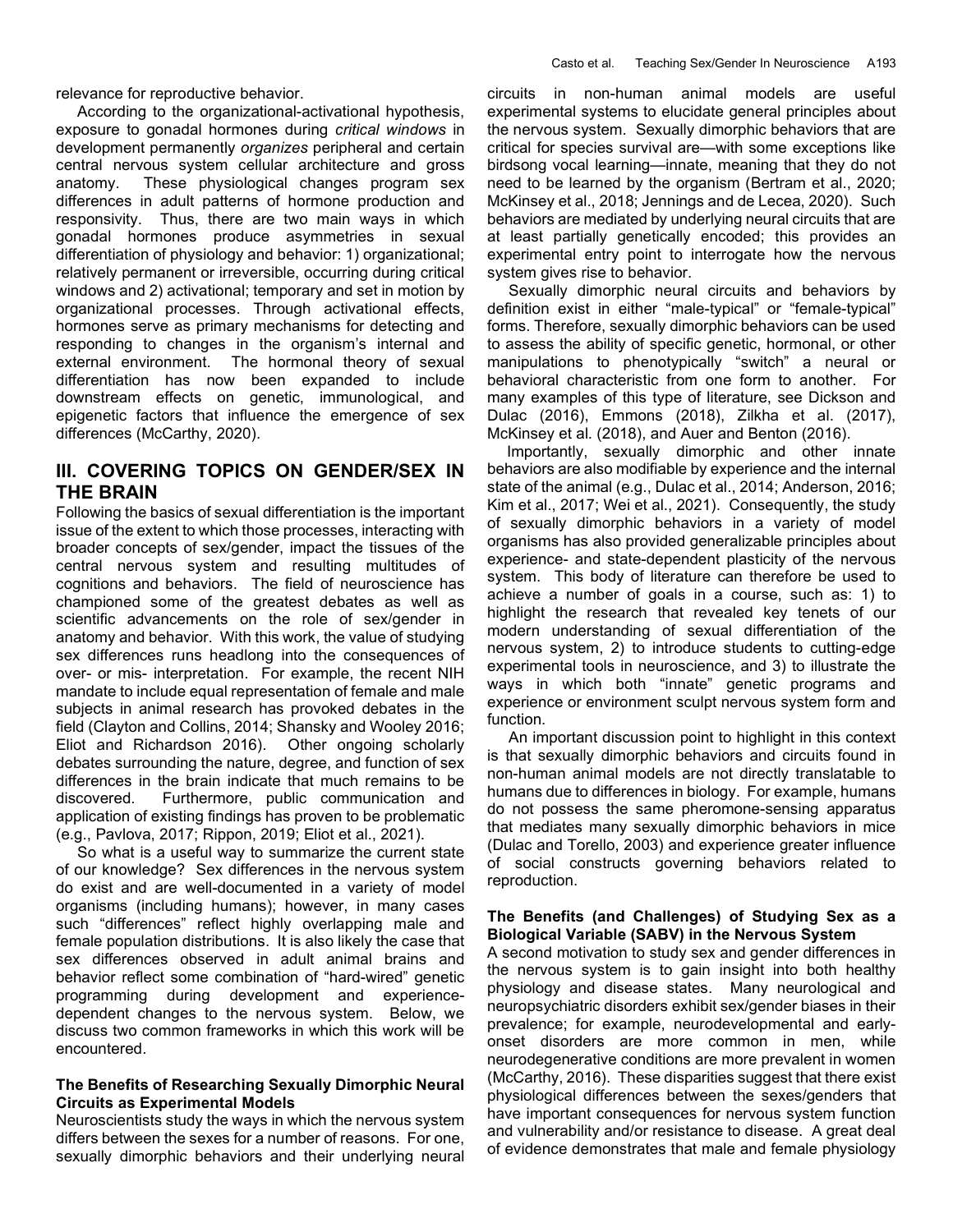relevance for reproductive behavior.

According to the organizational-activational hypothesis, exposure to gonadal hormones during *critical windows* in development permanently *organizes* peripheral and certain central nervous system cellular architecture and gross anatomy. These physiological changes program sex differences in adult patterns of hormone production and responsivity. Thus, there are two main ways in which gonadal hormones produce asymmetries in sexual differentiation of physiology and behavior: 1) organizational; relatively permanent or irreversible, occurring during critical windows and 2) activational; temporary and set in motion by organizational processes. Through activational effects, hormones serve as primary mechanisms for detecting and responding to changes in the organism's internal and external environment. The hormonal theory of sexual differentiation has now been expanded to include downstream effects on genetic, immunological, and epigenetic factors that influence the emergence of sex differences (McCarthy, 2020).

## III. COVERING TOPICS ON GENDER/SEX IN THE BRAIN

Following the basics of sexual differentiation is the important issue of the extent to which those processes, interacting with broader concepts of sex/gender, impact the tissues of the central nervous system and resulting multitudes of cognitions and behaviors. The field of neuroscience has championed some of the greatest debates as well as scientific advancements on the role of sex/gender in anatomy and behavior. With this work, the value of studying sex differences runs headlong into the consequences of over- or mis- interpretation. For example, the recent NIH mandate to include equal representation of female and male subjects in animal research has provoked debates in the field (Clayton and Collins, 2014; Shansky and Wooley 2016; Eliot and Richardson 2016). Other ongoing scholarly debates surrounding the nature, degree, and function of sex differences in the brain indicate that much remains to be discovered. Furthermore, public communication and application of existing findings has proven to be problematic (e.g., Pavlova, 2017; Rippon, 2019; Eliot et al., 2021).

So what is a useful way to summarize the current state of our knowledge? Sex differences in the nervous system do exist and are well-documented in a variety of model organisms (including humans); however, in many cases such "differences" reflect highly overlapping male and female population distributions. It is also likely the case that sex differences observed in adult animal brains and behavior reflect some combination of "hard-wired" genetic programming during development and experience-dependent changes to the nervous system. Below, we discuss two common frameworks in which this work will be encountered.

### The Benefits of Researching Sexually Dimorphic Neural Circuits as Experimental Models

Neuroscientists study the ways in which the nervous system differs between the sexes for a number of reasons. For one, sexually dimorphic behaviors and their underlying neural circuits in non-human animal models are useful experimental systems to elucidate general principles about the nervous system. Sexually dimorphic behaviors that are critical for species survival are—with some exceptions like birdsong vocal learning—innate, meaning that they do not need to be learned by the organism (Bertram et al., 2020; McKinsey et al., 2018; Jennings and de Lecea, 2020). Such behaviors are mediated by underlying neural circuits that are at least partially genetically encoded; this provides an experimental entry point to interrogate how the nervous system gives rise to behavior.

Sexually dimorphic neural circuits and behaviors by definition exist in either "male-typical" or "female-typical" forms. Therefore, sexually dimorphic behaviors can be used to assess the ability of specific genetic, hormonal, or other manipulations to phenotypically "switch" a neural or behavioral characteristic from one form to another. For many examples of this type of literature, see Dickson and Dulac (2016), Emmons (2018), Zilkha et al. (2017), McKinsey et al. (2018), and Auer and Benton (2016).

Importantly, sexually dimorphic and other innate behaviors are also modifiable by experience and the internal state of the animal (e.g., Dulac et al., 2014; Anderson, 2016; Kim et al., 2017; Wei et al., 2021). Consequently, the study of sexually dimorphic behaviors in a variety of model organisms has also provided generalizable principles about experience- and state-dependent plasticity of the nervous system. This body of literature can therefore be used to achieve a number of goals in a course, such as: 1) to highlight the research that revealed key tenets of our modern understanding of sexual differentiation of the nervous system, 2) to introduce students to cutting-edge experimental tools in neuroscience, and 3) to illustrate the ways in which both "innate" genetic programs and experience or environment sculpt nervous system form and function.

An important discussion point to highlight in this context is that sexually dimorphic behaviors and circuits found in non-human animal models are not directly translatable to humans due to differences in biology. For example, humans do not possess the same pheromone-sensing apparatus that mediates many sexually dimorphic behaviors in mice (Dulac and Torello, 2003) and experience greater influence of social constructs governing behaviors related to reproduction.

### The Benefits (and Challenges) of Studying Sex as a Biological Variable (SABV) in the Nervous System

A second motivation to study sex and gender differences in the nervous system is to gain insight into both healthy physiology and disease states. Many neurological and neuropsychiatric disorders exhibit sex/gender biases in their prevalence; for example, neurodevelopmental and early-onset disorders are more common in men, while neurodegenerative conditions are more prevalent in women (McCarthy, 2016). These disparities suggest that there exist physiological differences between the sexes/genders that have important consequences for nervous system function and vulnerability and/or resistance to disease. A great deal of evidence demonstrates that male and female physiology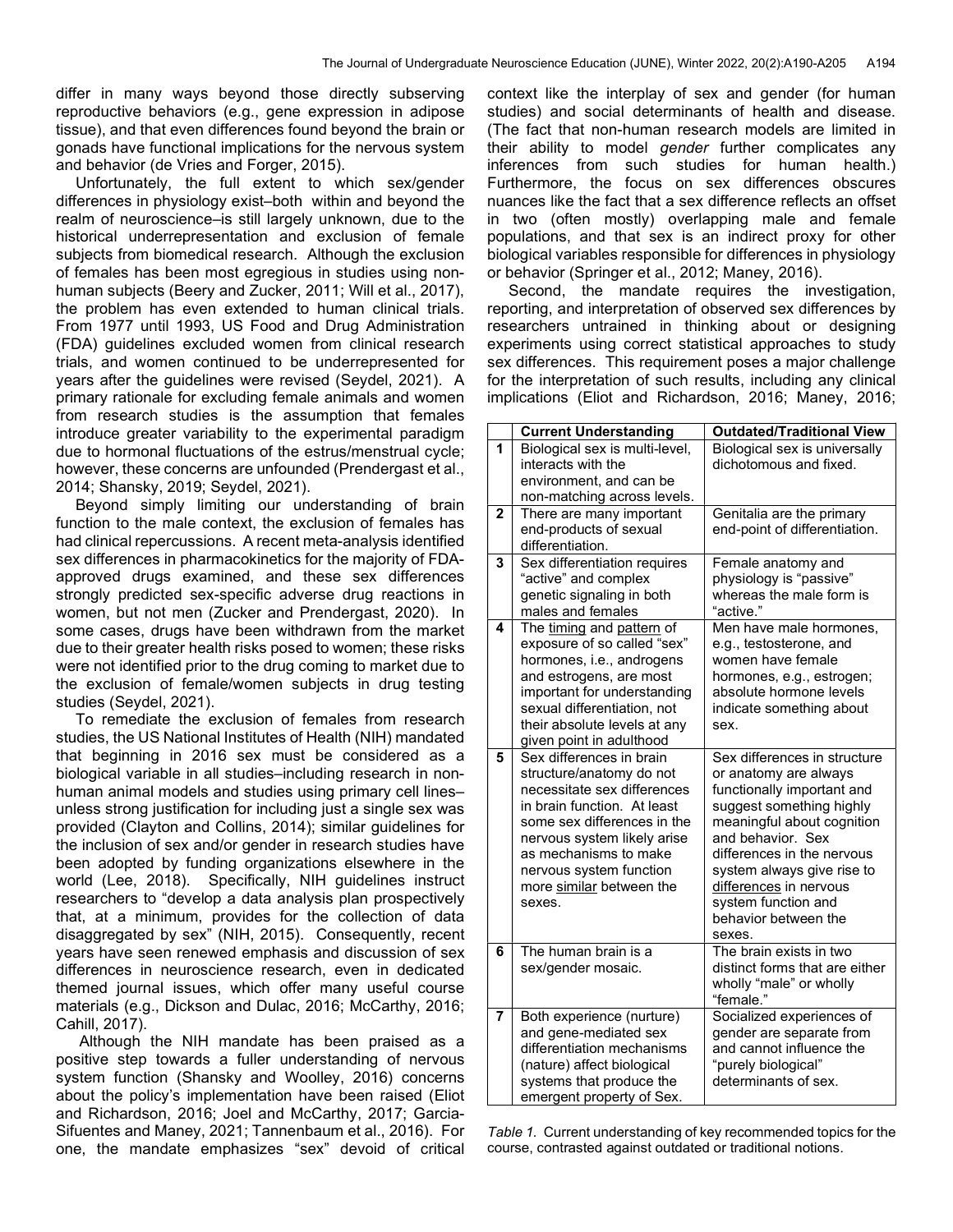differ in many ways beyond those directly subserving reproductive behaviors (e.g., gene expression in adipose tissue), and that even differences found beyond the brain or gonads have functional implications for the nervous system and behavior (de Vries and Forger, 2015).

Unfortunately, the full extent to which sex/gender differences in physiology exist–both within and beyond the realm of neuroscience–is still largely unknown, due to the historical underrepresentation and exclusion of female subjects from biomedical research. Although the exclusion of females has been most egregious in studies using non-human subjects (Beery and Zucker, 2011; Will et al., 2017), the problem has even extended to human clinical trials. From 1977 until 1993, US Food and Drug Administration (FDA) guidelines excluded women from clinical research trials, and women continued to be underrepresented for years after the guidelines were revised (Seydel, 2021). A primary rationale for excluding female animals and women from research studies is the assumption that females introduce greater variability to the experimental paradigm due to hormonal fluctuations of the estrus/menstrual cycle; however, these concerns are unfounded (Prendergast et al., 2014; Shansky, 2019; Seydel, 2021).

Beyond simply limiting our understanding of brain function to the male context, the exclusion of females has had clinical repercussions. A recent meta-analysis identified sex differences in pharmacokinetics for the majority of FDA-approved drugs examined, and these sex differences strongly predicted sex-specific adverse drug reactions in women, but not men (Zucker and Prendergast, 2020). In some cases, drugs have been withdrawn from the market due to their greater health risks posed to women; these risks were not identified prior to the drug coming to market due to the exclusion of female/women subjects in drug testing studies (Seydel, 2021).

To remediate the exclusion of females from research studies, the US National Institutes of Health (NIH) mandated that beginning in 2016 sex must be considered as a biological variable in all studies–including research in non-human animal models and studies using primary cell lines–unless strong justification for including just a single sex was provided (Clayton and Collins, 2014); similar guidelines for the inclusion of sex and/or gender in research studies have been adopted by funding organizations elsewhere in the world (Lee, 2018). Specifically, NIH guidelines instruct researchers to "develop a data analysis plan prospectively that, at a minimum, provides for the collection of data disaggregated by sex" (NIH, 2015). Consequently, recent years have seen renewed emphasis and discussion of sex differences in neuroscience research, even in dedicated themed journal issues, which offer many useful course materials (e.g., Dickson and Dulac, 2016; McCarthy, 2016; Cahill, 2017).

Although the NIH mandate has been praised as a positive step towards a fuller understanding of nervous system function (Shansky and Woolley, 2016) concerns about the policy's implementation have been raised (Eliot and Richardson, 2016; Joel and McCarthy, 2017; Garcia-Sifuentes and Maney, 2021; Tannenbaum et al., 2016). For one, the mandate emphasizes "sex" devoid of critical context like the interplay of sex and gender (for human studies) and social determinants of health and disease. (The fact that non-human research models are limited in their ability to model *gender* further complicates any inferences from such studies for human health.) Furthermore, the focus on sex differences obscures nuances like the fact that a sex difference reflects an offset in two (often mostly) overlapping male and female populations, and that sex is an indirect proxy for other biological variables responsible for differences in physiology or behavior (Springer et al., 2012; Maney, 2016).

Second, the mandate requires the investigation, reporting, and interpretation of observed sex differences by researchers untrained in thinking about or designing experiments using correct statistical approaches to study sex differences. This requirement poses a major challenge for the interpretation of such results, including any clinical implications (Eliot and Richardson, 2016; Maney, 2016;

| | **Current Understanding** | **Outdated/Traditional View** |
|---|---|---|
| **1** | Biological sex is multi-level, interacts with the environment, and can be non-matching across levels. | Biological sex is universally dichotomous and fixed. |
| **2** | There are many important end-products of sexual differentiation. | Genitalia are the primary end-point of differentiation. |
| **3** | Sex differentiation requires "active" and complex genetic signaling in both males and females | Female anatomy and physiology is "passive" whereas the male form is "active." |
| **4** | The <u>timing</u> and <u>pattern</u> of exposure of so called "sex" hormones, i.e., androgens and estrogens, are most important for understanding sexual differentiation, not their absolute levels at any given point in adulthood | Men have male hormones, e.g., testosterone, and women have female hormones, e.g., estrogen; absolute hormone levels indicate something about sex. |
| **5** | Sex differences in brain structure/anatomy do not necessitate sex differences in brain function. At least some sex differences in the nervous system likely arise as mechanisms to make nervous system function more <u>similar</u> between the sexes. | Sex differences in structure or anatomy are always functionally important and suggest something highly meaningful about cognition and behavior. Sex differences in the nervous system always give rise to <u>differences</u> in nervous system function and behavior between the sexes. |
| **6** | The human brain is a sex/gender mosaic. | The brain exists in two distinct forms that are either wholly "male" or wholly "female." |
| **7** | Both experience (nurture) and gene-mediated sex differentiation mechanisms (nature) affect biological systems that produce the emergent property of Sex. | Socialized experiences of gender are separate from and cannot influence the "purely biological" determinants of sex. |

*Table 1.* Current understanding of key recommended topics for the course, contrasted against outdated or traditional notions.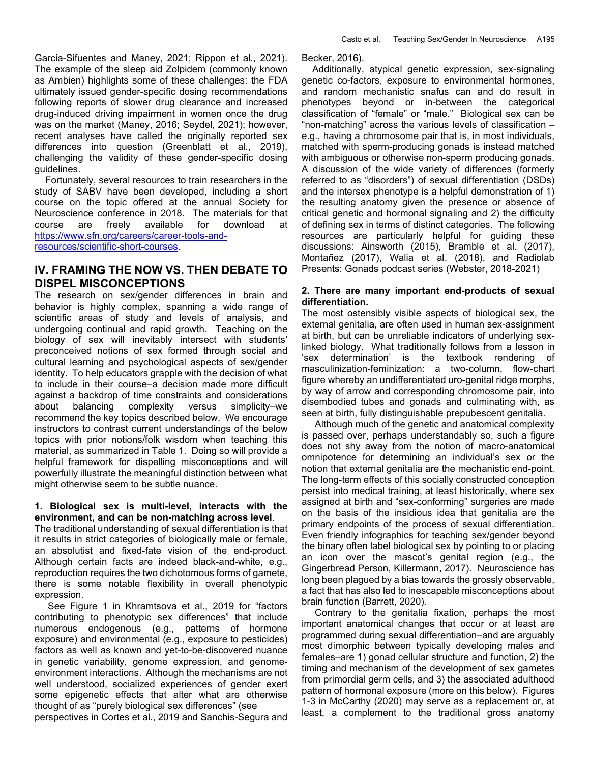Garcia-Sifuentes and Maney, 2021; Rippon et al., 2021). The example of the sleep aid Zolpidem (commonly known as Ambien) highlights some of these challenges: the FDA ultimately issued gender-specific dosing recommendations following reports of slower drug clearance and increased drug-induced driving impairment in women once the drug was on the market (Maney, 2016; Seydel, 2021); however, recent analyses have called the originally reported sex differences into question (Greenblatt et al., 2019), challenging the validity of these gender-specific dosing guidelines.

Fortunately, several resources to train researchers in the study of SABV have been developed, including a short course on the topic offered at the annual Society for Neuroscience conference in 2018. The materials for that course are freely available for download at https://www.sfn.org/careers/career-tools-and-resources/scientific-short-courses.

## IV. FRAMING THE NOW VS. THEN DEBATE TO DISPEL MISCONCEPTIONS

The research on sex/gender differences in brain and behavior is highly complex, spanning a wide range of scientific areas of study and levels of analysis, and undergoing continual and rapid growth. Teaching on the biology of sex will inevitably intersect with students' preconceived notions of sex formed through social and cultural learning and psychological aspects of sex/gender identity. To help educators grapple with the decision of what to include in their course–a decision made more difficult against a backdrop of time constraints and considerations about balancing complexity versus simplicity–we recommend the key topics described below. We encourage instructors to contrast current understandings of the below topics with prior notions/folk wisdom when teaching this material, as summarized in Table 1. Doing so will provide a helpful framework for dispelling misconceptions and will powerfully illustrate the meaningful distinction between what might otherwise seem to be subtle nuance.

### 1. Biological sex is multi-level, interacts with the environment, and can be non-matching across level.

The traditional understanding of sexual differentiation is that it results in strict categories of biologically male or female, an absolutist and fixed-fate vision of the end-product. Although certain facts are indeed black-and-white, e.g., reproduction requires the two dichotomous forms of gamete, there is some notable flexibility in overall phenotypic expression.

See Figure 1 in Khramtsova et al., 2019 for "factors contributing to phenotypic sex differences" that include numerous endogenous (e.g., patterns of hormone exposure) and environmental (e.g., exposure to pesticides) factors as well as known and yet-to-be-discovered nuance in genetic variability, genome expression, and genome-environment interactions. Although the mechanisms are not well understood, socialized experiences of gender exert some epigenetic effects that alter what are otherwise thought of as "purely biological sex differences" (see perspectives in Cortes et al., 2019 and Sanchis-Segura and Becker, 2016).

Additionally, atypical genetic expression, sex-signaling genetic co-factors, exposure to environmental hormones, and random mechanistic snafus can and do result in phenotypes beyond or in-between the categorical classification of "female" or "male." Biological sex can be "non-matching" across the various levels of classification – e.g., having a chromosome pair that is, in most individuals, matched with sperm-producing gonads is instead matched with ambiguous or otherwise non-sperm producing gonads. A discussion of the wide variety of differences (formerly referred to as "disorders") of sexual differentiation (DSDs) and the intersex phenotype is a helpful demonstration of 1) the resulting anatomy given the presence or absence of critical genetic and hormonal signaling and 2) the difficulty of defining sex in terms of distinct categories. The following resources are particularly helpful for guiding these discussions: Ainsworth (2015), Bramble et al. (2017), Montañez (2017), Walia et al. (2018), and Radiolab Presents: Gonads podcast series (Webster, 2018-2021)

### 2. There are many important end-products of sexual differentiation.

The most ostensibly visible aspects of biological sex, the external genitalia, are often used in human sex-assignment at birth, but can be unreliable indicators of underlying sex-linked biology. What traditionally follows from a lesson in 'sex determination' is the textbook rendering of masculinization-feminization: a two-column, flow-chart figure whereby an undifferentiated uro-genital ridge morphs, by way of arrow and corresponding chromosome pair, into disembodied tubes and gonads and culminating with, as seen at birth, fully distinguishable prepubescent genitalia.

Although much of the genetic and anatomical complexity is passed over, perhaps understandably so, such a figure does not shy away from the notion of macro-anatomical omnipotence for determining an individual's sex or the notion that external genitalia are the mechanistic end-point. The long-term effects of this socially constructed conception persist into medical training, at least historically, where sex assigned at birth and "sex-conforming" surgeries are made on the basis of the insidious idea that genitalia are the primary endpoints of the process of sexual differentiation. Even friendly infographics for teaching sex/gender beyond the binary often label biological sex by pointing to or placing an icon over the mascot's genital region (e.g., the Gingerbread Person, Killermann, 2017). Neuroscience has long been plagued by a bias towards the grossly observable, a fact that has also led to inescapable misconceptions about brain function (Barrett, 2020).

Contrary to the genitalia fixation, perhaps the most important anatomical changes that occur or at least are programmed during sexual differentiation–and are arguably most dimorphic between typically developing males and females–are 1) gonad cellular structure and function, 2) the timing and mechanism of the development of sex gametes from primordial germ cells, and 3) the associated adulthood pattern of hormonal exposure (more on this below). Figures 1-3 in McCarthy (2020) may serve as a replacement or, at least, a complement to the traditional gross anatomy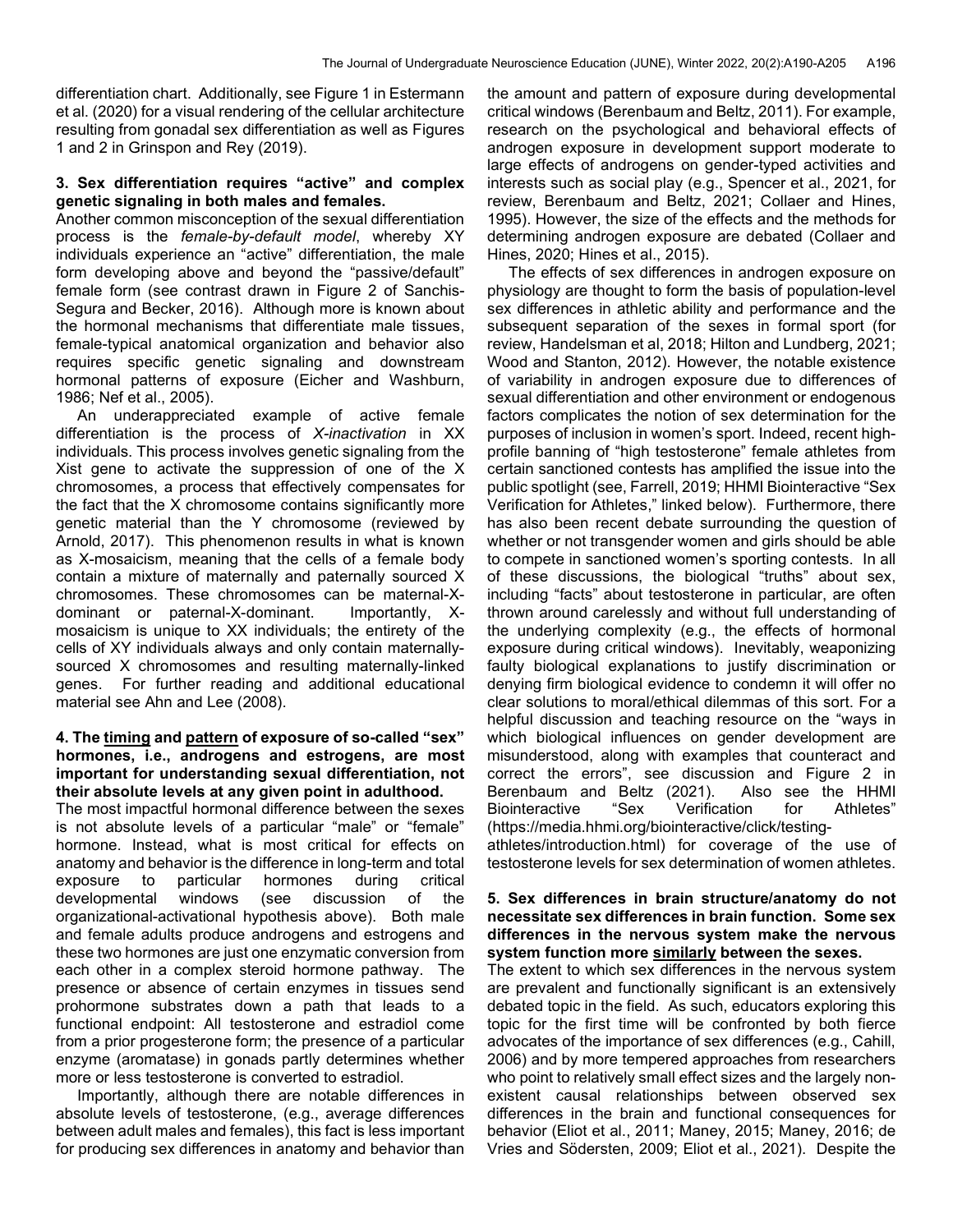differentiation chart. Additionally, see Figure 1 in Estermann et al. (2020) for a visual rendering of the cellular architecture resulting from gonadal sex differentiation as well as Figures 1 and 2 in Grinspon and Rey (2019).

### 3. Sex differentiation requires "active" and complex genetic signaling in both males and females.

Another common misconception of the sexual differentiation process is the *female-by-default model*, whereby XY individuals experience an "active" differentiation, the male form developing above and beyond the "passive/default" female form (see contrast drawn in Figure 2 of Sanchis-Segura and Becker, 2016). Although more is known about the hormonal mechanisms that differentiate male tissues, female-typical anatomical organization and behavior also requires specific genetic signaling and downstream hormonal patterns of exposure (Eicher and Washburn, 1986; Nef et al., 2005).

An underappreciated example of active female differentiation is the process of *X-inactivation* in XX individuals. This process involves genetic signaling from the Xist gene to activate the suppression of one of the X chromosomes, a process that effectively compensates for the fact that the X chromosome contains significantly more genetic material than the Y chromosome (reviewed by Arnold, 2017). This phenomenon results in what is known as X-mosaicism, meaning that the cells of a female body contain a mixture of maternally and paternally sourced X chromosomes. These chromosomes can be maternal-X-dominant or paternal-X-dominant. Importantly, X-mosaicism is unique to XX individuals; the entirety of the cells of XY individuals always and only contain maternally-sourced X chromosomes and resulting maternally-linked genes. For further reading and additional educational material see Ahn and Lee (2008).

### 4. The <u>timing</u> and <u>pattern</u> of exposure of so-called "sex" hormones, i.e., androgens and estrogens, are most important for understanding sexual differentiation, not their absolute levels at any given point in adulthood.

The most impactful hormonal difference between the sexes is not absolute levels of a particular "male" or "female" hormone. Instead, what is most critical for effects on anatomy and behavior is the difference in long-term and total exposure to particular hormones during critical developmental windows (see discussion of the organizational-activational hypothesis above). Both male and female adults produce androgens and estrogens and these two hormones are just one enzymatic conversion from each other in a complex steroid hormone pathway. The presence or absence of certain enzymes in tissues send prohormone substrates down a path that leads to a functional endpoint: All testosterone and estradiol come from a prior progesterone form; the presence of a particular enzyme (aromatase) in gonads partly determines whether more or less testosterone is converted to estradiol.

Importantly, although there are notable differences in absolute levels of testosterone, (e.g., average differences between adult males and females), this fact is less important for producing sex differences in anatomy and behavior than the amount and pattern of exposure during developmental critical windows (Berenbaum and Beltz, 2011). For example, research on the psychological and behavioral effects of androgen exposure in development support moderate to large effects of androgens on gender-typed activities and interests such as social play (e.g., Spencer et al., 2021, for review, Berenbaum and Beltz, 2021; Collaer and Hines, 1995). However, the size of the effects and the methods for determining androgen exposure are debated (Collaer and Hines, 2020; Hines et al., 2015).

The effects of sex differences in androgen exposure on physiology are thought to form the basis of population-level sex differences in athletic ability and performance and the subsequent separation of the sexes in formal sport (for review, Handelsman et al, 2018; Hilton and Lundberg, 2021; Wood and Stanton, 2012). However, the notable existence of variability in androgen exposure due to differences of sexual differentiation and other environment or endogenous factors complicates the notion of sex determination for the purposes of inclusion in women's sport. Indeed, recent high-profile banning of "high testosterone" female athletes from certain sanctioned contests has amplified the issue into the public spotlight (see, Farrell, 2019; HHMI Biointeractive "Sex Verification for Athletes," linked below). Furthermore, there has also been recent debate surrounding the question of whether or not transgender women and girls should be able to compete in sanctioned women's sporting contests. In all of these discussions, the biological "truths" about sex, including "facts" about testosterone in particular, are often thrown around carelessly and without full understanding of the underlying complexity (e.g., the effects of hormonal exposure during critical windows). Inevitably, weaponizing faulty biological explanations to justify discrimination or denying firm biological evidence to condemn it will offer no clear solutions to moral/ethical dilemmas of this sort. For a helpful discussion and teaching resource on the "ways in which biological influences on gender development are misunderstood, along with examples that counteract and correct the errors", see discussion and Figure 2 in Berenbaum and Beltz (2021). Also see the HHMI Biointeractive "Sex Verification for Athletes" (https://media.hhmi.org/biointeractive/click/testing-athletes/introduction.html) for coverage of the use of testosterone levels for sex determination of women athletes.

### 5. Sex differences in brain structure/anatomy do not necessitate sex differences in brain function. Some sex differences in the nervous system make the nervous system function more <u>similarly</u> between the sexes.

The extent to which sex differences in the nervous system are prevalent and functionally significant is an extensively debated topic in the field. As such, educators exploring this topic for the first time will be confronted by both fierce advocates of the importance of sex differences (e.g., Cahill, 2006) and by more tempered approaches from researchers who point to relatively small effect sizes and the largely non-existent causal relationships between observed sex differences in the brain and functional consequences for behavior (Eliot et al., 2011; Maney, 2015; Maney, 2016; de Vries and Södersten, 2009; Eliot et al., 2021). Despite the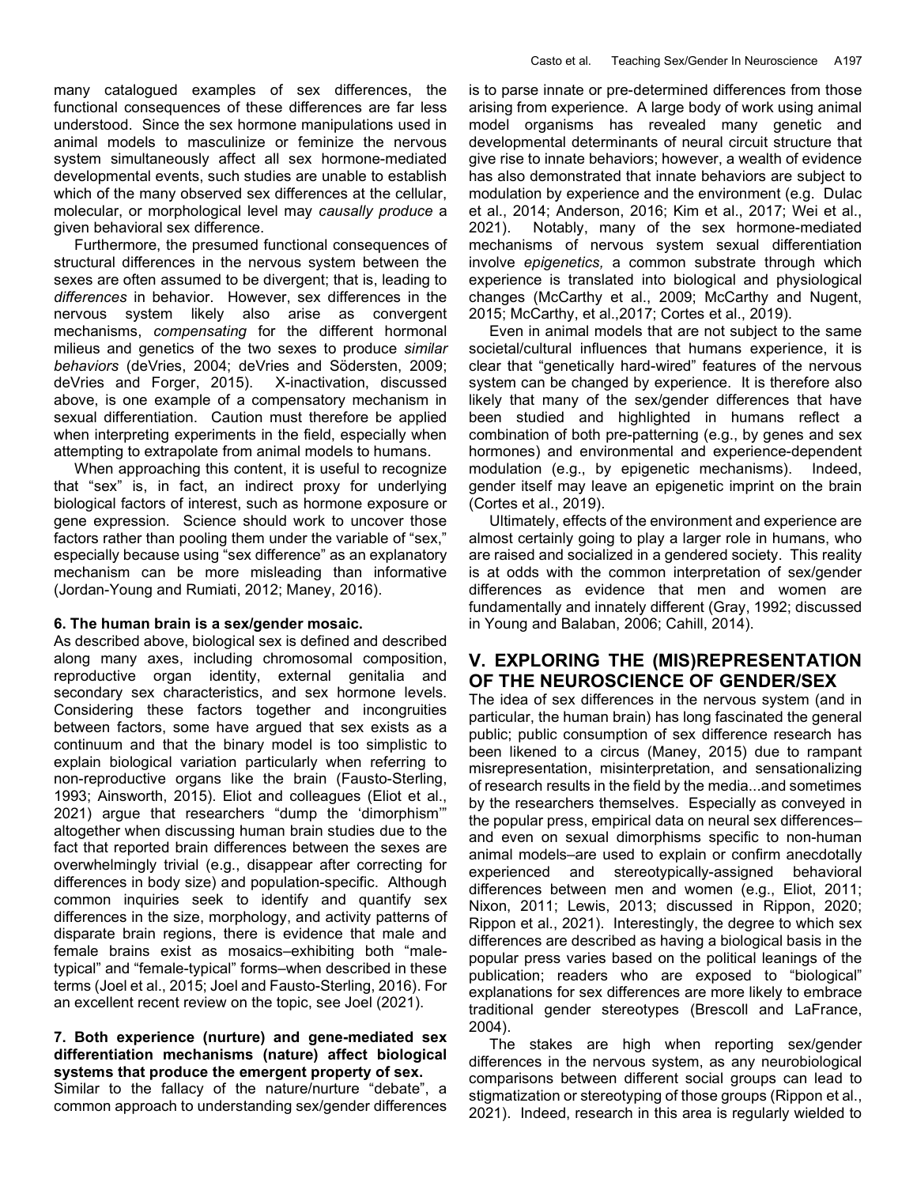many catalogued examples of sex differences, the functional consequences of these differences are far less understood. Since the sex hormone manipulations used in animal models to masculinize or feminize the nervous system simultaneously affect all sex hormone-mediated developmental events, such studies are unable to establish which of the many observed sex differences at the cellular, molecular, or morphological level may *causally produce* a given behavioral sex difference.

Furthermore, the presumed functional consequences of structural differences in the nervous system between the sexes are often assumed to be divergent; that is, leading to *differences* in behavior. However, sex differences in the nervous system likely also arise as convergent mechanisms, *compensating* for the different hormonal milieus and genetics of the two sexes to produce *similar behaviors* (deVries, 2004; deVries and Södersten, 2009; deVries and Forger, 2015). X-inactivation, discussed above, is one example of a compensatory mechanism in sexual differentiation. Caution must therefore be applied when interpreting experiments in the field, especially when attempting to extrapolate from animal models to humans.

When approaching this content, it is useful to recognize that "sex" is, in fact, an indirect proxy for underlying biological factors of interest, such as hormone exposure or gene expression. Science should work to uncover those factors rather than pooling them under the variable of "sex," especially because using "sex difference" as an explanatory mechanism can be more misleading than informative (Jordan-Young and Rumiati, 2012; Maney, 2016).

**6. The human brain is a sex/gender mosaic.**

As described above, biological sex is defined and described along many axes, including chromosomal composition, reproductive organ identity, external genitalia and secondary sex characteristics, and sex hormone levels. Considering these factors together and incongruities between factors, some have argued that sex exists as a continuum and that the binary model is too simplistic to explain biological variation particularly when referring to non-reproductive organs like the brain (Fausto-Sterling, 1993; Ainsworth, 2015). Eliot and colleagues (Eliot et al., 2021) argue that researchers "dump the 'dimorphism'" altogether when discussing human brain studies due to the fact that reported brain differences between the sexes are overwhelmingly trivial (e.g., disappear after correcting for differences in body size) and population-specific. Although common inquiries seek to identify and quantify sex differences in the size, morphology, and activity patterns of disparate brain regions, there is evidence that male and female brains exist as mosaics–exhibiting both "male-typical" and "female-typical" forms–when described in these terms (Joel et al., 2015; Joel and Fausto-Sterling, 2016). For an excellent recent review on the topic, see Joel (2021).

**7. Both experience (nurture) and gene-mediated sex differentiation mechanisms (nature) affect biological systems that produce the emergent property of sex.**

Similar to the fallacy of the nature/nurture "debate", a common approach to understanding sex/gender differences is to parse innate or pre-determined differences from those arising from experience. A large body of work using animal model organisms has revealed many genetic and developmental determinants of neural circuit structure that give rise to innate behaviors; however, a wealth of evidence has also demonstrated that innate behaviors are subject to modulation by experience and the environment (e.g. Dulac et al., 2014; Anderson, 2016; Kim et al., 2017; Wei et al., 2021). Notably, many of the sex hormone-mediated mechanisms of nervous system sexual differentiation involve *epigenetics,* a common substrate through which experience is translated into biological and physiological changes (McCarthy et al., 2009; McCarthy and Nugent, 2015; McCarthy, et al.,2017; Cortes et al., 2019).

Even in animal models that are not subject to the same societal/cultural influences that humans experience, it is clear that "genetically hard-wired" features of the nervous system can be changed by experience. It is therefore also likely that many of the sex/gender differences that have been studied and highlighted in humans reflect a combination of both pre-patterning (e.g., by genes and sex hormones) and environmental and experience-dependent modulation (e.g., by epigenetic mechanisms). Indeed, gender itself may leave an epigenetic imprint on the brain (Cortes et al., 2019).

Ultimately, effects of the environment and experience are almost certainly going to play a larger role in humans, who are raised and socialized in a gendered society. This reality is at odds with the common interpretation of sex/gender differences as evidence that men and women are fundamentally and innately different (Gray, 1992; discussed in Young and Balaban, 2006; Cahill, 2014).

## V. EXPLORING THE (MIS)REPRESENTATION OF THE NEUROSCIENCE OF GENDER/SEX

The idea of sex differences in the nervous system (and in particular, the human brain) has long fascinated the general public; public consumption of sex difference research has been likened to a circus (Maney, 2015) due to rampant misrepresentation, misinterpretation, and sensationalizing of research results in the field by the media...and sometimes by the researchers themselves. Especially as conveyed in the popular press, empirical data on neural sex differences–and even on sexual dimorphisms specific to non-human animal models–are used to explain or confirm anecdotally experienced and stereotypically-assigned behavioral differences between men and women (e.g., Eliot, 2011; Nixon, 2011; Lewis, 2013; discussed in Rippon, 2020; Rippon et al., 2021). Interestingly, the degree to which sex differences are described as having a biological basis in the popular press varies based on the political leanings of the publication; readers who are exposed to "biological" explanations for sex differences are more likely to embrace traditional gender stereotypes (Brescoll and LaFrance, 2004).

The stakes are high when reporting sex/gender differences in the nervous system, as any neurobiological comparisons between different social groups can lead to stigmatization or stereotyping of those groups (Rippon et al., 2021). Indeed, research in this area is regularly wielded to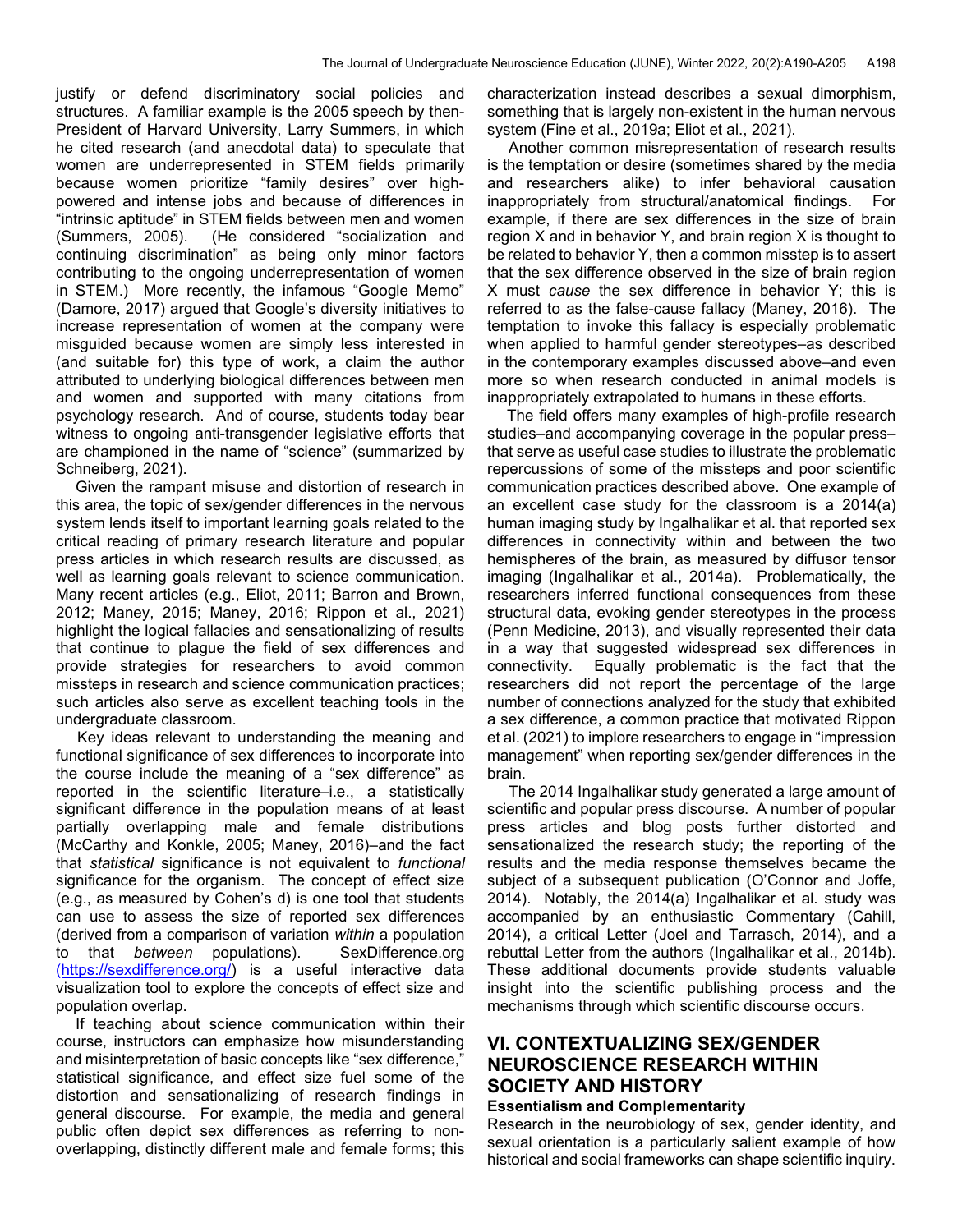justify or defend discriminatory social policies and structures. A familiar example is the 2005 speech by then-President of Harvard University, Larry Summers, in which he cited research (and anecdotal data) to speculate that women are underrepresented in STEM fields primarily because women prioritize "family desires" over high-powered and intense jobs and because of differences in "intrinsic aptitude" in STEM fields between men and women (Summers, 2005). (He considered "socialization and continuing discrimination" as being only minor factors contributing to the ongoing underrepresentation of women in STEM.) More recently, the infamous "Google Memo" (Damore, 2017) argued that Google's diversity initiatives to increase representation of women at the company were misguided because women are simply less interested in (and suitable for) this type of work, a claim the author attributed to underlying biological differences between men and women and supported with many citations from psychology research. And of course, students today bear witness to ongoing anti-transgender legislative efforts that are championed in the name of "science" (summarized by Schneiberg, 2021).

Given the rampant misuse and distortion of research in this area, the topic of sex/gender differences in the nervous system lends itself to important learning goals related to the critical reading of primary research literature and popular press articles in which research results are discussed, as well as learning goals relevant to science communication. Many recent articles (e.g., Eliot, 2011; Barron and Brown, 2012; Maney, 2015; Maney, 2016; Rippon et al., 2021) highlight the logical fallacies and sensationalizing of results that continue to plague the field of sex differences and provide strategies for researchers to avoid common missteps in research and science communication practices; such articles also serve as excellent teaching tools in the undergraduate classroom.

Key ideas relevant to understanding the meaning and functional significance of sex differences to incorporate into the course include the meaning of a "sex difference" as reported in the scientific literature–i.e., a statistically significant difference in the population means of at least partially overlapping male and female distributions (McCarthy and Konkle, 2005; Maney, 2016)–and the fact that *statistical* significance is not equivalent to *functional* significance for the organism. The concept of effect size (e.g., as measured by Cohen's d) is one tool that students can use to assess the size of reported sex differences (derived from a comparison of variation *within* a population to that *between* populations). SexDifference.org (https://sexdifference.org/) is a useful interactive data visualization tool to explore the concepts of effect size and population overlap.

If teaching about science communication within their course, instructors can emphasize how misunderstanding and misinterpretation of basic concepts like "sex difference," statistical significance, and effect size fuel some of the distortion and sensationalizing of research findings in general discourse. For example, the media and general public often depict sex differences as referring to non-overlapping, distinctly different male and female forms; this characterization instead describes a sexual dimorphism, something that is largely non-existent in the human nervous system (Fine et al., 2019a; Eliot et al., 2021).

Another common misrepresentation of research results is the temptation or desire (sometimes shared by the media and researchers alike) to infer behavioral causation inappropriately from structural/anatomical findings. For example, if there are sex differences in the size of brain region X and in behavior Y, and brain region X is thought to be related to behavior Y, then a common misstep is to assert that the sex difference observed in the size of brain region X must *cause* the sex difference in behavior Y; this is referred to as the false-cause fallacy (Maney, 2016). The temptation to invoke this fallacy is especially problematic when applied to harmful gender stereotypes–as described in the contemporary examples discussed above–and even more so when research conducted in animal models is inappropriately extrapolated to humans in these efforts.

The field offers many examples of high-profile research studies–and accompanying coverage in the popular press–that serve as useful case studies to illustrate the problematic repercussions of some of the missteps and poor scientific communication practices described above. One example of an excellent case study for the classroom is a 2014(a) human imaging study by Ingalhalikar et al. that reported sex differences in connectivity within and between the two hemispheres of the brain, as measured by diffusor tensor imaging (Ingalhalikar et al., 2014a). Problematically, the researchers inferred functional consequences from these structural data, evoking gender stereotypes in the process (Penn Medicine, 2013), and visually represented their data in a way that suggested widespread sex differences in connectivity. Equally problematic is the fact that the researchers did not report the percentage of the large number of connections analyzed for the study that exhibited a sex difference, a common practice that motivated Rippon et al. (2021) to implore researchers to engage in "impression management" when reporting sex/gender differences in the brain.

The 2014 Ingalhalikar study generated a large amount of scientific and popular press discourse. A number of popular press articles and blog posts further distorted and sensationalized the research study; the reporting of the results and the media response themselves became the subject of a subsequent publication (O'Connor and Joffe, 2014). Notably, the 2014(a) Ingalhalikar et al. study was accompanied by an enthusiastic Commentary (Cahill, 2014), a critical Letter (Joel and Tarrasch, 2014), and a rebuttal Letter from the authors (Ingalhalikar et al., 2014b). These additional documents provide students valuable insight into the scientific publishing process and the mechanisms through which scientific discourse occurs.

## VI. CONTEXTUALIZING SEX/GENDER NEUROSCIENCE RESEARCH WITHIN SOCIETY AND HISTORY

### Essentialism and Complementarity

Research in the neurobiology of sex, gender identity, and sexual orientation is a particularly salient example of how historical and social frameworks can shape scientific inquiry.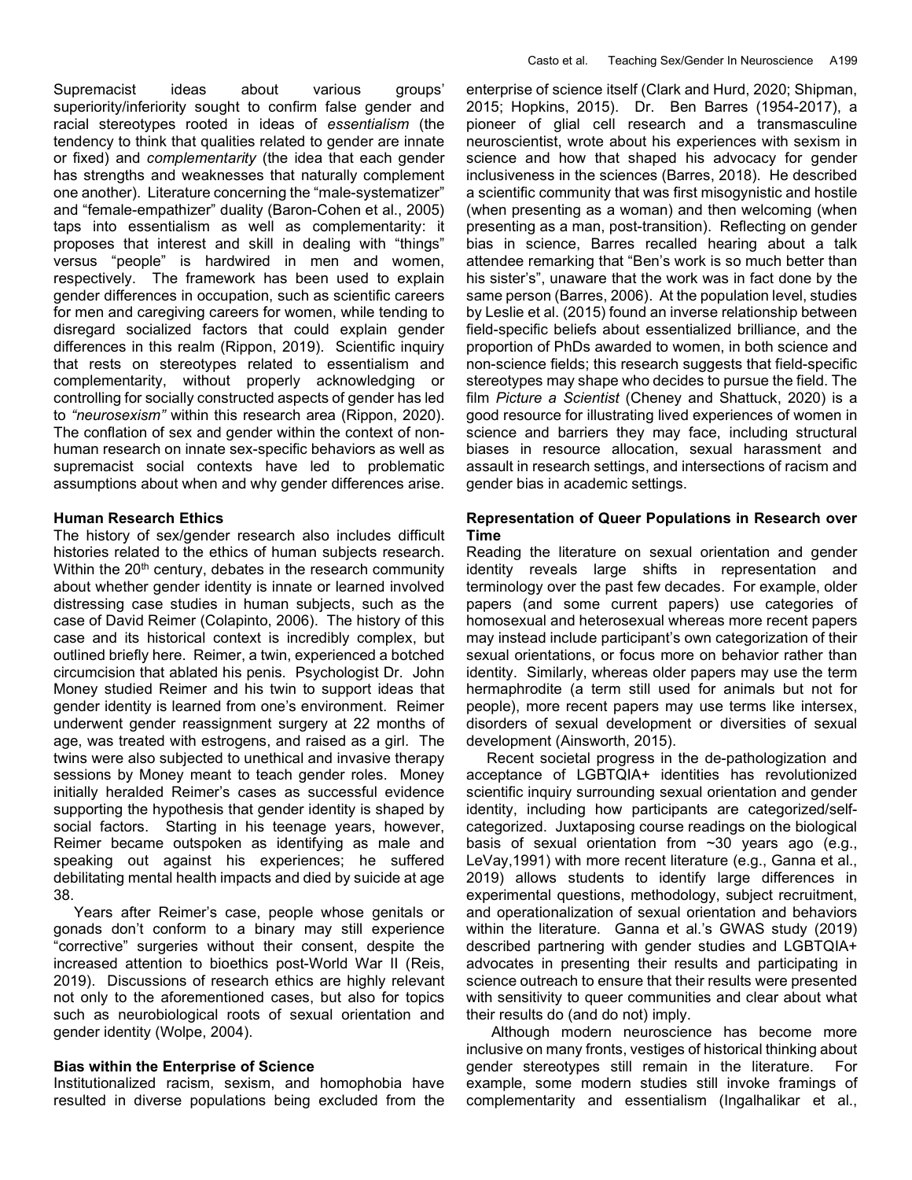Supremacist ideas about various groups' superiority/inferiority sought to confirm false gender and racial stereotypes rooted in ideas of *essentialism* (the tendency to think that qualities related to gender are innate or fixed) and *complementarity* (the idea that each gender has strengths and weaknesses that naturally complement one another). Literature concerning the "male-systematizer" and "female-empathizer" duality (Baron-Cohen et al., 2005) taps into essentialism as well as complementarity: it proposes that interest and skill in dealing with "things" versus "people" is hardwired in men and women, respectively. The framework has been used to explain gender differences in occupation, such as scientific careers for men and caregiving careers for women, while tending to disregard socialized factors that could explain gender differences in this realm (Rippon, 2019). Scientific inquiry that rests on stereotypes related to essentialism and complementarity, without properly acknowledging or controlling for socially constructed aspects of gender has led to *"neurosexism"* within this research area (Rippon, 2020). The conflation of sex and gender within the context of non-human research on innate sex-specific behaviors as well as supremacist social contexts have led to problematic assumptions about when and why gender differences arise.

**Human Research Ethics**

The history of sex/gender research also includes difficult histories related to the ethics of human subjects research. Within the 20th century, debates in the research community about whether gender identity is innate or learned involved distressing case studies in human subjects, such as the case of David Reimer (Colapinto, 2006). The history of this case and its historical context is incredibly complex, but outlined briefly here. Reimer, a twin, experienced a botched circumcision that ablated his penis. Psychologist Dr. John Money studied Reimer and his twin to support ideas that gender identity is learned from one's environment. Reimer underwent gender reassignment surgery at 22 months of age, was treated with estrogens, and raised as a girl. The twins were also subjected to unethical and invasive therapy sessions by Money meant to teach gender roles. Money initially heralded Reimer's cases as successful evidence supporting the hypothesis that gender identity is shaped by social factors. Starting in his teenage years, however, Reimer became outspoken as identifying as male and speaking out against his experiences; he suffered debilitating mental health impacts and died by suicide at age 38.

Years after Reimer's case, people whose genitals or gonads don't conform to a binary may still experience "corrective" surgeries without their consent, despite the increased attention to bioethics post-World War II (Reis, 2019). Discussions of research ethics are highly relevant not only to the aforementioned cases, but also for topics such as neurobiological roots of sexual orientation and gender identity (Wolpe, 2004).

**Bias within the Enterprise of Science**

Institutionalized racism, sexism, and homophobia have resulted in diverse populations being excluded from the enterprise of science itself (Clark and Hurd, 2020; Shipman, 2015; Hopkins, 2015). Dr. Ben Barres (1954-2017), a pioneer of glial cell research and a transmasculine neuroscientist, wrote about his experiences with sexism in science and how that shaped his advocacy for gender inclusiveness in the sciences (Barres, 2018). He described a scientific community that was first misogynistic and hostile (when presenting as a woman) and then welcoming (when presenting as a man, post-transition). Reflecting on gender bias in science, Barres recalled hearing about a talk attendee remarking that "Ben's work is so much better than his sister's", unaware that the work was in fact done by the same person (Barres, 2006). At the population level, studies by Leslie et al. (2015) found an inverse relationship between field-specific beliefs about essentialized brilliance, and the proportion of PhDs awarded to women, in both science and non-science fields; this research suggests that field-specific stereotypes may shape who decides to pursue the field. The film *Picture a Scientist* (Cheney and Shattuck, 2020) is a good resource for illustrating lived experiences of women in science and barriers they may face, including structural biases in resource allocation, sexual harassment and assault in research settings, and intersections of racism and gender bias in academic settings.

**Representation of Queer Populations in Research over Time**

Reading the literature on sexual orientation and gender identity reveals large shifts in representation and terminology over the past few decades. For example, older papers (and some current papers) use categories of homosexual and heterosexual whereas more recent papers may instead include participant's own categorization of their sexual orientations, or focus more on behavior rather than identity. Similarly, whereas older papers may use the term hermaphrodite (a term still used for animals but not for people), more recent papers may use terms like intersex, disorders of sexual development or diversities of sexual development (Ainsworth, 2015).

Recent societal progress in the de-pathologization and acceptance of LGBTQIA+ identities has revolutionized scientific inquiry surrounding sexual orientation and gender identity, including how participants are categorized/self-categorized. Juxtaposing course readings on the biological basis of sexual orientation from ~30 years ago (e.g., LeVay,1991) with more recent literature (e.g., Ganna et al., 2019) allows students to identify large differences in experimental questions, methodology, subject recruitment, and operationalization of sexual orientation and behaviors within the literature. Ganna et al.'s GWAS study (2019) described partnering with gender studies and LGBTQIA+ advocates in presenting their results and participating in science outreach to ensure that their results were presented with sensitivity to queer communities and clear about what their results do (and do not) imply.

Although modern neuroscience has become more inclusive on many fronts, vestiges of historical thinking about gender stereotypes still remain in the literature. For example, some modern studies still invoke framings of complementarity and essentialism (Ingalhalikar et al.,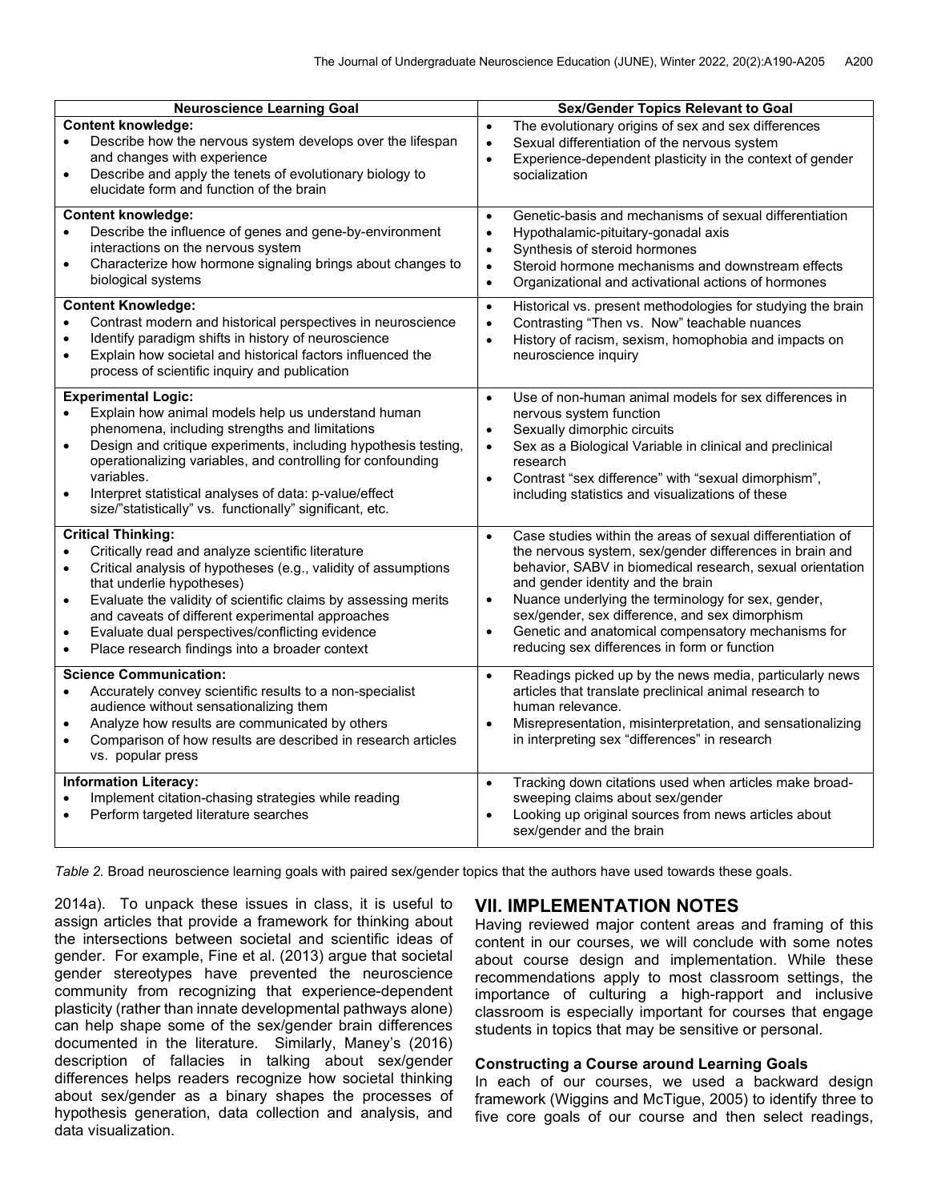| Neuroscience Learning Goal | Sex/Gender Topics Relevant to Goal |
|---|---|
| **Content knowledge:**<br>• Describe how the nervous system develops over the lifespan and changes with experience<br>• Describe and apply the tenets of evolutionary biology to elucidate form and function of the brain | • The evolutionary origins of sex and sex differences<br>• Sexual differentiation of the nervous system<br>• Experience-dependent plasticity in the context of gender socialization |
| **Content knowledge:**<br>• Describe the influence of genes and gene-by-environment interactions on the nervous system<br>• Characterize how hormone signaling brings about changes to biological systems | • Genetic-basis and mechanisms of sexual differentiation<br>• Hypothalamic-pituitary-gonadal axis<br>• Synthesis of steroid hormones<br>• Steroid hormone mechanisms and downstream effects<br>• Organizational and activational actions of hormones |
| **Content Knowledge:**<br>• Contrast modern and historical perspectives in neuroscience<br>• Identify paradigm shifts in history of neuroscience<br>• Explain how societal and historical factors influenced the process of scientific inquiry and publication | • Historical vs. present methodologies for studying the brain<br>• Contrasting "Then vs. Now" teachable nuances<br>• History of racism, sexism, homophobia and impacts on neuroscience inquiry |
| **Experimental Logic:**<br>• Explain how animal models help us understand human phenomena, including strengths and limitations<br>• Design and critique experiments, including hypothesis testing, operationalizing variables, and controlling for confounding variables.<br>• Interpret statistical analyses of data: p-value/effect size/"statistically" vs. functionally" significant, etc. | • Use of non-human animal models for sex differences in nervous system function<br>• Sexually dimorphic circuits<br>• Sex as a Biological Variable in clinical and preclinical research<br>• Contrast "sex difference" with "sexual dimorphism", including statistics and visualizations of these |
| **Critical Thinking:**<br>• Critically read and analyze scientific literature<br>• Critical analysis of hypotheses (e.g., validity of assumptions that underlie hypotheses)<br>• Evaluate the validity of scientific claims by assessing merits and caveats of different experimental approaches<br>• Evaluate dual perspectives/conflicting evidence<br>• Place research findings into a broader context | • Case studies within the areas of sexual differentiation of the nervous system, sex/gender differences in brain and behavior, SABV in biomedical research, sexual orientation and gender identity and the brain<br>• Nuance underlying the terminology for sex, gender, sex/gender, sex difference, and sex dimorphism<br>• Genetic and anatomical compensatory mechanisms for reducing sex differences in form or function |
| **Science Communication:**<br>• Accurately convey scientific results to a non-specialist audience without sensationalizing them<br>• Analyze how results are communicated by others<br>• Comparison of how results are described in research articles vs. popular press | • Readings picked up by the news media, particularly news articles that translate preclinical animal research to human relevance.<br>• Misrepresentation, misinterpretation, and sensationalizing in interpreting sex "differences" in research |
| **Information Literacy:**<br>• Implement citation-chasing strategies while reading<br>• Perform targeted literature searches | • Tracking down citations used when articles make broad-sweeping claims about sex/gender<br>• Looking up original sources from news articles about sex/gender and the brain |

*Table 2.* Broad neuroscience learning goals with paired sex/gender topics that the authors have used towards these goals.

2014a). To unpack these issues in class, it is useful to assign articles that provide a framework for thinking about the intersections between societal and scientific ideas of gender. For example, Fine et al. (2013) argue that societal gender stereotypes have prevented the neuroscience community from recognizing that experience-dependent plasticity (rather than innate developmental pathways alone) can help shape some of the sex/gender brain differences documented in the literature. Similarly, Maney's (2016) description of fallacies in talking about sex/gender differences helps readers recognize how societal thinking about sex/gender as a binary shapes the processes of hypothesis generation, data collection and analysis, and data visualization.

## VII. IMPLEMENTATION NOTES

Having reviewed major content areas and framing of this content in our courses, we will conclude with some notes about course design and implementation. While these recommendations apply to most classroom settings, the importance of culturing a high-rapport and inclusive classroom is especially important for courses that engage students in topics that may be sensitive or personal.

### Constructing a Course around Learning Goals

In each of our courses, we used a backward design framework (Wiggins and McTigue, 2005) to identify three to five core goals of our course and then select readings,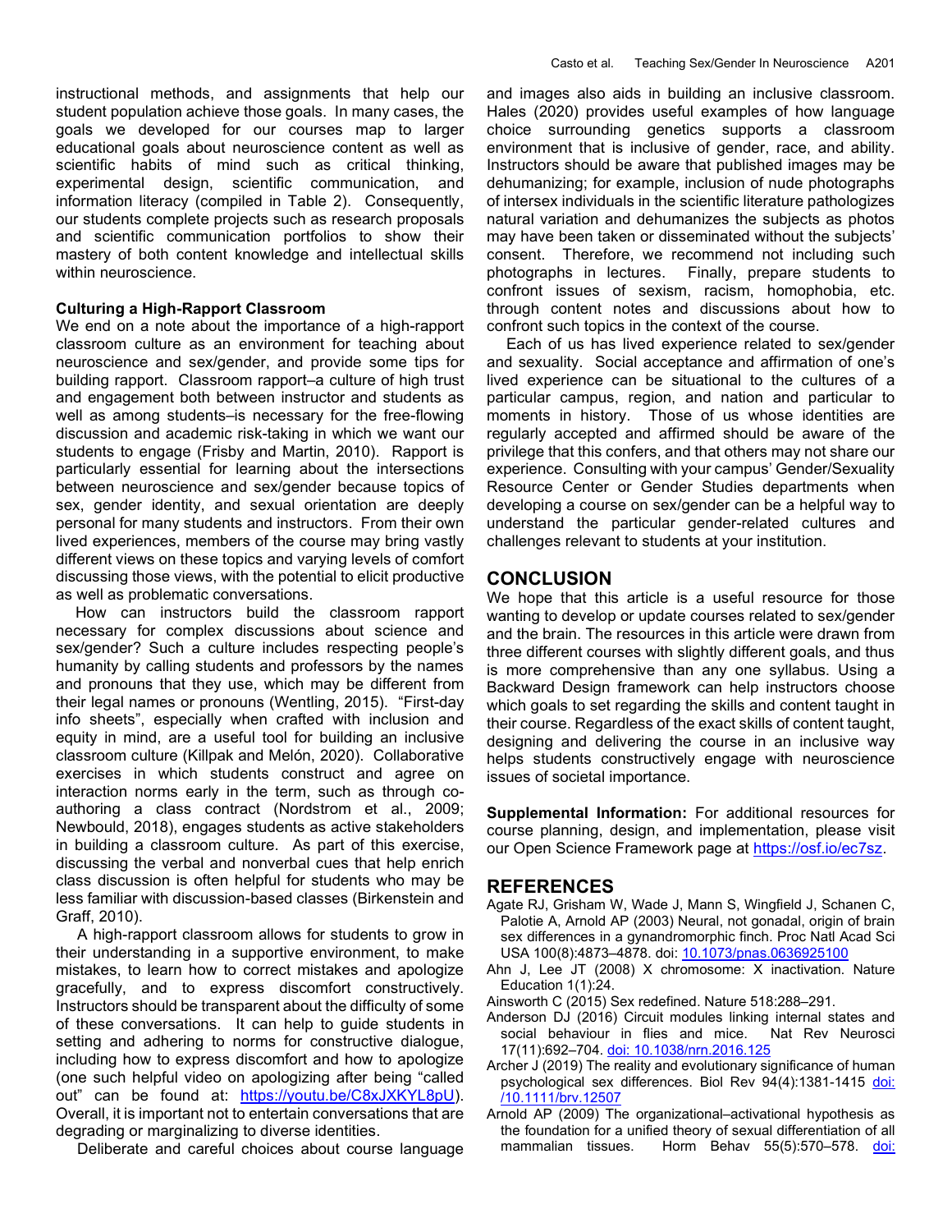instructional methods, and assignments that help our student population achieve those goals. In many cases, the goals we developed for our courses map to larger educational goals about neuroscience content as well as scientific habits of mind such as critical thinking, experimental design, scientific communication, and information literacy (compiled in Table 2). Consequently, our students complete projects such as research proposals and scientific communication portfolios to show their mastery of both content knowledge and intellectual skills within neuroscience.

### Culturing a High-Rapport Classroom

We end on a note about the importance of a high-rapport classroom culture as an environment for teaching about neuroscience and sex/gender, and provide some tips for building rapport. Classroom rapport–a culture of high trust and engagement both between instructor and students as well as among students–is necessary for the free-flowing discussion and academic risk-taking in which we want our students to engage (Frisby and Martin, 2010). Rapport is particularly essential for learning about the intersections between neuroscience and sex/gender because topics of sex, gender identity, and sexual orientation are deeply personal for many students and instructors. From their own lived experiences, members of the course may bring vastly different views on these topics and varying levels of comfort discussing those views, with the potential to elicit productive as well as problematic conversations.

How can instructors build the classroom rapport necessary for complex discussions about science and sex/gender? Such a culture includes respecting people's humanity by calling students and professors by the names and pronouns that they use, which may be different from their legal names or pronouns (Wentling, 2015). "First-day info sheets", especially when crafted with inclusion and equity in mind, are a useful tool for building an inclusive classroom culture (Killpak and Melón, 2020). Collaborative exercises in which students construct and agree on interaction norms early in the term, such as through co-authoring a class contract (Nordstrom et al., 2009; Newbould, 2018), engages students as active stakeholders in building a classroom culture. As part of this exercise, discussing the verbal and nonverbal cues that help enrich class discussion is often helpful for students who may be less familiar with discussion-based classes (Birkenstein and Graff, 2010).

A high-rapport classroom allows for students to grow in their understanding in a supportive environment, to make mistakes, to learn how to correct mistakes and apologize gracefully, and to express discomfort constructively. Instructors should be transparent about the difficulty of some of these conversations. It can help to guide students in setting and adhering to norms for constructive dialogue, including how to express discomfort and how to apologize (one such helpful video on apologizing after being "called out" can be found at: https://youtu.be/C8xJXKYL8pU). Overall, it is important not to entertain conversations that are degrading or marginalizing to diverse identities.

Deliberate and careful choices about course language and images also aids in building an inclusive classroom. Hales (2020) provides useful examples of how language choice surrounding genetics supports a classroom environment that is inclusive of gender, race, and ability. Instructors should be aware that published images may be dehumanizing; for example, inclusion of nude photographs of intersex individuals in the scientific literature pathologizes natural variation and dehumanizes the subjects as photos may have been taken or disseminated without the subjects' consent. Therefore, we recommend not including such photographs in lectures. Finally, prepare students to confront issues of sexism, racism, homophobia, etc. through content notes and discussions about how to confront such topics in the context of the course.

Each of us has lived experience related to sex/gender and sexuality. Social acceptance and affirmation of one's lived experience can be situational to the cultures of a particular campus, region, and nation and particular to moments in history. Those of us whose identities are regularly accepted and affirmed should be aware of the privilege that this confers, and that others may not share our experience. Consulting with your campus' Gender/Sexuality Resource Center or Gender Studies departments when developing a course on sex/gender can be a helpful way to understand the particular gender-related cultures and challenges relevant to students at your institution.

## CONCLUSION

We hope that this article is a useful resource for those wanting to develop or update courses related to sex/gender and the brain. The resources in this article were drawn from three different courses with slightly different goals, and thus is more comprehensive than any one syllabus. Using a Backward Design framework can help instructors choose which goals to set regarding the skills and content taught in their course. Regardless of the exact skills of content taught, designing and delivering the course in an inclusive way helps students constructively engage with neuroscience issues of societal importance.

**Supplemental Information:** For additional resources for course planning, design, and implementation, please visit our Open Science Framework page at https://osf.io/ec7sz.

## REFERENCES

Agate RJ, Grisham W, Wade J, Mann S, Wingfield J, Schanen C, Palotie A, Arnold AP (2003) Neural, not gonadal, origin of brain sex differences in a gynandromorphic finch. Proc Natl Acad Sci USA 100(8):4873–4878. doi: 10.1073/pnas.0636925100

Ahn J, Lee JT (2008) X chromosome: X inactivation. Nature Education 1(1):24.

Ainsworth C (2015) Sex redefined. Nature 518:288–291.

Anderson DJ (2016) Circuit modules linking internal states and social behaviour in flies and mice. Nat Rev Neurosci 17(11):692–704. doi: 10.1038/nrn.2016.125

Archer J (2019) The reality and evolutionary significance of human psychological sex differences. Biol Rev 94(4):1381-1415 doi: /10.1111/brv.12507

Arnold AP (2009) The organizational–activational hypothesis as the foundation for a unified theory of sexual differentiation of all mammalian tissues. Horm Behav 55(5):570–578. doi: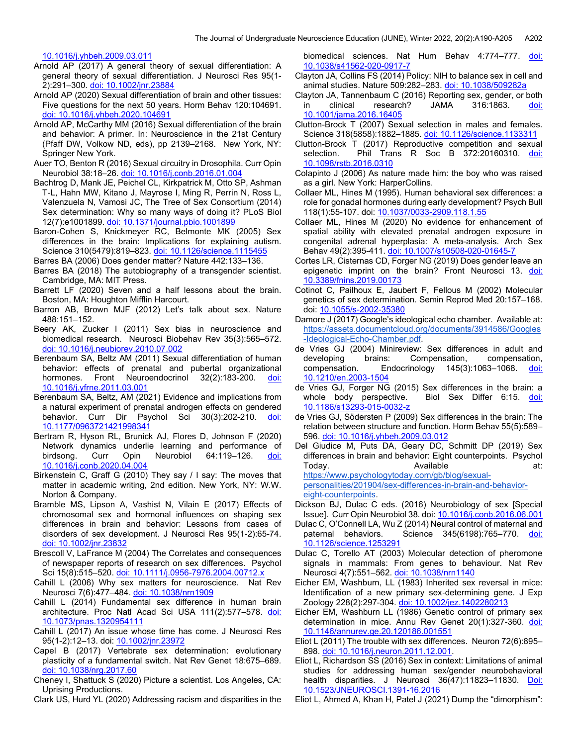10.1016/j.yhbeh.2009.03.011

Arnold AP (2017) A general theory of sexual differentiation: A general theory of sexual differentiation. J Neurosci Res 95(1-2):291–300. doi: 10.1002/jnr.23884

Arnold AP (2020) Sexual differentiation of brain and other tissues: Five questions for the next 50 years. Horm Behav 120:104691. doi: 10.1016/j.yhbeh.2020.104691

Arnold AP, McCarthy MM (2016) Sexual differentiation of the brain and behavior: A primer. In: Neuroscience in the 21st Century (Pfaff DW, Volkow ND, eds), pp 2139–2168. New York, NY: Springer New York.

Auer TO, Benton R (2016) Sexual circuitry in Drosophila. Curr Opin Neurobiol 38:18–26. doi: 10.1016/j.conb.2016.01.004

Bachtrog D, Mank JE, Peichel CL, Kirkpatrick M, Otto SP, Ashman T-L, Hahn MW, Kitano J, Mayrose I, Ming R, Perrin N, Ross L, Valenzuela N, Vamosi JC, The Tree of Sex Consortium (2014) Sex determination: Why so many ways of doing it? PLoS Biol 12(7):e1001899. doi: 10.1371/journal.pbio.1001899

Baron-Cohen S, Knickmeyer RC, Belmonte MK (2005) Sex differences in the brain: Implications for explaining autism. Science 310(5479):819–823. doi: 10.1126/science.1115455

Barres BA (2006) Does gender matter? Nature 442:133–136.

Barres BA (2018) The autobiography of a transgender scientist. Cambridge, MA: MIT Press.

Barrett LF (2020) Seven and a half lessons about the brain. Boston, MA: Houghton Mifflin Harcourt.

Barron AB, Brown MJF (2012) Let's talk about sex. Nature 488:151–152.

Beery AK, Zucker I (2011) Sex bias in neuroscience and biomedical research. Neurosci Biobehav Rev 35(3):565–572. doi: 10.1016/j.neubiorev.2010.07.002

Berenbaum SA, Beltz AM (2011) Sexual differentiation of human behavior: effects of prenatal and pubertal organizational hormones. Front Neuroendocrinol 32(2):183-200. doi: 10.1016/j.yfrne.2011.03.001

Berenbaum SA, Beltz, AM (2021) Evidence and implications from a natural experiment of prenatal androgen effects on gendered behavior. Curr Dir Psychol Sci 30(3):202-210. doi: 10.1177/0963721421998341

Bertram R, Hyson RL, Brunick AJ, Flores D, Johnson F (2020) Network dynamics underlie learning and performance of birdsong. Curr Opin Neurobiol 64:119–126. doi: 10.1016/j.conb.2020.04.004

Birkenstein C, Graff G (2010) They say / I say: The moves that matter in academic writing, 2nd edition. New York, NY: W.W. Norton & Company.

Bramble MS, Lipson A, Vashist N, Vilain E (2017) Effects of chromosomal sex and hormonal influences on shaping sex differences in brain and behavior: Lessons from cases of disorders of sex development. J Neurosci Res 95(1-2):65-74. doi: 10.1002/jnr.23832

Brescoll V, LaFrance M (2004) The Correlates and consequences of newspaper reports of research on sex differences. Psychol Sci 15(8):515–520. doi: 10.1111/j.0956-7976.2004.00712.x

Cahill L (2006) Why sex matters for neuroscience. Nat Rev Neurosci 7(6):477–484. doi: 10.1038/nrn1909

Cahill L (2014) Fundamental sex difference in human brain architecture. Proc Natl Acad Sci USA 111(2):577–578. doi: 10.1073/pnas.1320954111

Cahill L (2017) An issue whose time has come. J Neurosci Res 95(1-2):12–13. doi: 10.1002/jnr.23972

Capel B (2017) Vertebrate sex determination: evolutionary plasticity of a fundamental switch. Nat Rev Genet 18:675–689. doi: 10.1038/nrg.2017.60

Cheney I, Shattuck S (2020) Picture a scientist. Los Angeles, CA: Uprising Productions.

Clark US, Hurd YL (2020) Addressing racism and disparities in the biomedical sciences. Nat Hum Behav 4:774–777. doi: 10.1038/s41562-020-0917-7

Clayton JA, Collins FS (2014) Policy: NIH to balance sex in cell and animal studies. Nature 509:282–283. doi: 10.1038/509282a

Clayton JA, Tannenbaum C (2016) Reporting sex, gender, or both in clinical research? JAMA 316:1863. doi: 10.1001/jama.2016.16405

Clutton-Brock T (2007) Sexual selection in males and females. Science 318(5858):1882–1885. doi: 10.1126/science.1133311

Clutton-Brock T (2017) Reproductive competition and sexual selection. Phil Trans R Soc B 372:20160310. doi: 10.1098/rstb.2016.0310

Colapinto J (2006) As nature made him: the boy who was raised as a girl. New York: HarperCollins.

Collaer ML, Hines M (1995). Human behavioral sex differences: a role for gonadal hormones during early development? Psych Bull 118(1):55-107. doi: 10.1037/0033-2909.118.1.55

Collaer ML, Hines M (2020) No evidence for enhancement of spatial ability with elevated prenatal androgen exposure in congenital adrenal hyperplasia: A meta-analysis. Arch Sex Behav 49(2):395-411. doi: 10.1007/s10508-020-01645-7

Cortes LR, Cisternas CD, Forger NG (2019) Does gender leave an epigenetic imprint on the brain? Front Neurosci 13. doi: 10.3389/fnins.2019.00173

Cotinot C, Pailhoux E, Jaubert F, Fellous M (2002) Molecular genetics of sex determination. Semin Reprod Med 20:157–168. doi: 10.1055/s-2002-35380

Damore J (2017) Google's ideological echo chamber. Available at: https://assets.documentcloud.org/documents/3914586/Googles-Ideological-Echo-Chamber.pdf.

de Vries GJ (2004) Minireview: Sex differences in adult and developing brains: Compensation, compensation, compensation. Endocrinology 145(3):1063–1068. doi: 10.1210/en.2003-1504

de Vries GJ, Forger NG (2015) Sex differences in the brain: a whole body perspective. Biol Sex Differ 6:15. doi: 10.1186/s13293-015-0032-z

de Vries GJ, Södersten P (2009) Sex differences in the brain: The relation between structure and function. Horm Behav 55(5):589–596. doi: 10.1016/j.yhbeh.2009.03.012

Del Giudice M, Puts DA, Geary DC, Schmitt DP (2019) Sex differences in brain and behavior: Eight counterpoints. Psychol Today. Available at: https://www.psychologytoday.com/gb/blog/sexual-personalities/201904/sex-differences-in-brain-and-behavior-eight-counterpoints.

Dickson BJ, Dulac C eds. (2016) Neurobiology of sex [Special Issue]. Curr Opin Neurobiol 38. doi: 10.1016/j.conb.2016.06.001

Dulac C, O'Connell LA, Wu Z (2014) Neural control of maternal and paternal behaviors. Science 345(6198):765–770. doi: 10.1126/science.1253291

Dulac C, Torello AT (2003) Molecular detection of pheromone signals in mammals: From genes to behaviour. Nat Rev Neurosci 4(7):551–562. doi: 10.1038/nrn1140

Eicher EM, Washburn, LL (1983) Inherited sex reversal in mice: Identification of a new primary sex-determining gene. J Exp Zoology 228(2):297-304. doi: 10.1002/jez.1402280213

Eicher EM, Washburn LL (1986) Genetic control of primary sex determination in mice. Annu Rev Genet 20(1):327-360. doi: 10.1146/annurev.ge.20.120186.001551

Eliot L (2011) The trouble with sex differences. Neuron 72(6):895–898. doi: 10.1016/j.neuron.2011.12.001.

Eliot L, Richardson SS (2016) Sex in context: Limitations of animal studies for addressing human sex/gender neurobehavioral health disparities. J Neurosci 36(47):11823–11830. Doi: 10.1523/JNEUROSCI.1391-16.2016

Eliot L, Ahmed A, Khan H, Patel J (2021) Dump the "dimorphism":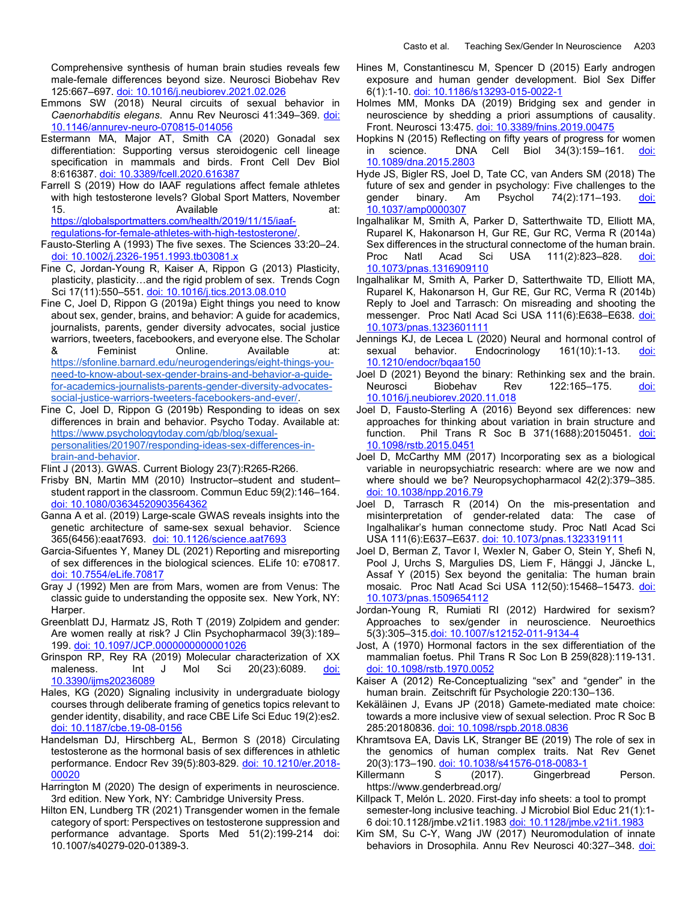Comprehensive synthesis of human brain studies reveals few male-female differences beyond size. Neurosci Biobehav Rev 125:667–697. doi: 10.1016/j.neubiorev.2021.02.026

Emmons SW (2018) Neural circuits of sexual behavior in *Caenorhabditis elegans*. Annu Rev Neurosci 41:349–369. doi: 10.1146/annurev-neuro-070815-014056

Estermann MA, Major AT, Smith CA (2020) Gonadal sex differentiation: Supporting versus steroidogenic cell lineage specification in mammals and birds. Front Cell Dev Biol 8:616387. doi: 10.3389/fcell.2020.616387

Farrell S (2019) How do IAAF regulations affect female athletes with high testosterone levels? Global Sport Matters, November 15. Available at: https://globalsportmatters.com/health/2019/11/15/iaaf-regulations-for-female-athletes-with-high-testosterone/.

Fausto-Sterling A (1993) The five sexes. The Sciences 33:20–24. doi: 10.1002/j.2326-1951.1993.tb03081.x

Fine C, Jordan-Young R, Kaiser A, Rippon G (2013) Plasticity, plasticity…and the rigid problem of sex. Trends Cogn Sci 17(11):550–551. doi: 10.1016/j.tics.2013.08.010

Fine C, Joel D, Rippon G (2019a) Eight things you need to know about sex, gender, brains, and behavior: A guide for academics, journalists, parents, gender diversity advocates, social justice warriors, tweeters, facebookers, and everyone else. The Scholar & Feminist Online. Available at: https://sfonline.barnard.edu/neurogenderings/eight-things-you-need-to-know-about-sex-gender-brains-and-behavior-a-guide-for-academics-journalists-parents-gender-diversity-advocates-social-justice-warriors-tweeters-facebookers-and-ever/.

Fine C, Joel D, Rippon G (2019b) Responding to ideas on sex differences in brain and behavior. Psycho Today. Available at: https://www.psychologytoday.com/gb/blog/sexual-personalities/201907/responding-ideas-sex-differences-in-brain-and-behavior.

Flint J (2013). GWAS. Current Biology 23(7):R265-R266.

Frisby BN, Martin MM (2010) Instructor–student and student–student rapport in the classroom. Commun Educ 59(2):146–164. doi: 10.1080/03634520903564362

Ganna A et al. (2019) Large-scale GWAS reveals insights into the genetic architecture of same-sex sexual behavior. Science 365(6456):eaat7693. doi: 10.1126/science.aat7693

Garcia-Sifuentes Y, Maney DL (2021) Reporting and misreporting of sex differences in the biological sciences. ELife 10: e70817. doi: 10.7554/eLife.70817

Gray J (1992) Men are from Mars, women are from Venus: The classic guide to understanding the opposite sex. New York, NY: Harper.

Greenblatt DJ, Harmatz JS, Roth T (2019) Zolpidem and gender: Are women really at risk? J Clin Psychopharmacol 39(3):189–199. doi: 10.1097/JCP.0000000000001026

Grinspon RP, Rey RA (2019) Molecular characterization of XX maleness. Int J Mol Sci 20(23):6089. doi: 10.3390/ijms20236089

Hales, KG (2020) Signaling inclusivity in undergraduate biology courses through deliberate framing of genetics topics relevant to gender identity, disability, and race CBE Life Sci Educ 19(2):es2. doi: 10.1187/cbe.19-08-0156

Handelsman DJ, Hirschberg AL, Bermon S (2018) Circulating testosterone as the hormonal basis of sex differences in athletic performance. Endocr Rev 39(5):803-829. doi: 10.1210/er.2018-00020

Harrington M (2020) The design of experiments in neuroscience. 3rd edition. New York, NY: Cambridge University Press.

Hilton EN, Lundberg TR (2021) Transgender women in the female category of sport: Perspectives on testosterone suppression and performance advantage. Sports Med 51(2):199-214 doi: 10.1007/s40279-020-01389-3.

Hines M, Constantinescu M, Spencer D (2015) Early androgen exposure and human gender development. Biol Sex Differ 6(1):1-10. doi: 10.1186/s13293-015-0022-1

Holmes MM, Monks DA (2019) Bridging sex and gender in neuroscience by shedding a priori assumptions of causality. Front. Neurosci 13:475. doi: 10.3389/fnins.2019.00475

Hopkins N (2015) Reflecting on fifty years of progress for women in science. DNA Cell Biol 34(3):159–161. doi: 10.1089/dna.2015.2803

Hyde JS, Bigler RS, Joel D, Tate CC, van Anders SM (2018) The future of sex and gender in psychology: Five challenges to the gender binary. Am Psychol 74(2):171–193. doi: 10.1037/amp0000307

Ingalhalikar M, Smith A, Parker D, Satterthwaite TD, Elliott MA, Ruparel K, Hakonarson H, Gur RE, Gur RC, Verma R (2014a) Sex differences in the structural connectome of the human brain. Proc Natl Acad Sci USA 111(2):823–828. doi: 10.1073/pnas.1316909110

Ingalhalikar M, Smith A, Parker D, Satterthwaite TD, Elliott MA, Ruparel K, Hakonarson H, Gur RE, Gur RC, Verma R (2014b) Reply to Joel and Tarrasch: On misreading and shooting the messenger. Proc Natl Acad Sci USA 111(6):E638–E638. doi: 10.1073/pnas.1323601111

Jennings KJ, de Lecea L (2020) Neural and hormonal control of sexual behavior. Endocrinology 161(10):1-13. doi: 10.1210/endocr/bqaa150

Joel D (2021) Beyond the binary: Rethinking sex and the brain. Neurosci Biobehav Rev 122:165–175. doi: 10.1016/j.neubiorev.2020.11.018

Joel D, Fausto-Sterling A (2016) Beyond sex differences: new approaches for thinking about variation in brain structure and function. Phil Trans R Soc B 371(1688):20150451. doi: 10.1098/rstb.2015.0451

Joel D, McCarthy MM (2017) Incorporating sex as a biological variable in neuropsychiatric research: where are we now and where should we be? Neuropsychopharmacol 42(2):379–385. doi: 10.1038/npp.2016.79

Joel D, Tarrasch R (2014) On the mis-presentation and misinterpretation of gender-related data: The case of Ingalhalikar's human connectome study. Proc Natl Acad Sci USA 111(6):E637–E637. doi: 10.1073/pnas.1323319111

Joel D, Berman Z, Tavor I, Wexler N, Gaber O, Stein Y, Shefi N, Pool J, Urchs S, Margulies DS, Liem F, Hänggi J, Jäncke L, Assaf Y (2015) Sex beyond the genitalia: The human brain mosaic. Proc Natl Acad Sci USA 112(50):15468–15473. doi: 10.1073/pnas.1509654112

Jordan-Young R, Rumiati RI (2012) Hardwired for sexism? Approaches to sex/gender in neuroscience. Neuroethics 5(3):305–315. doi: 10.1007/s12152-011-9134-4

Jost, A (1970) Hormonal factors in the sex differentiation of the mammalian foetus. Phil Trans R Soc Lon B 259(828):119-131. doi: 10.1098/rstb.1970.0052

Kaiser A (2012) Re-Conceptualizing "sex" and "gender" in the human brain. Zeitschrift für Psychologie 220:130–136.

Kekäläinen J, Evans JP (2018) Gamete-mediated mate choice: towards a more inclusive view of sexual selection. Proc R Soc B 285:20180836. doi: 10.1098/rspb.2018.0836

Khramtsova EA, Davis LK, Stranger BE (2019) The role of sex in the genomics of human complex traits. Nat Rev Genet 20(3):173–190. doi: 10.1038/s41576-018-0083-1

Killermann S (2017). Gingerbread Person. https://www.genderbread.org/

Killpack T, Melón L. 2020. First-day info sheets: a tool to prompt semester-long inclusive teaching. J Microbiol Biol Educ 21(1):1-6 doi:10.1128/jmbe.v21i1.1983 doi: 10.1128/jmbe.v21i1.1983

Kim SM, Su C-Y, Wang JW (2017) Neuromodulation of innate behaviors in Drosophila. Annu Rev Neurosci 40:327–348. doi: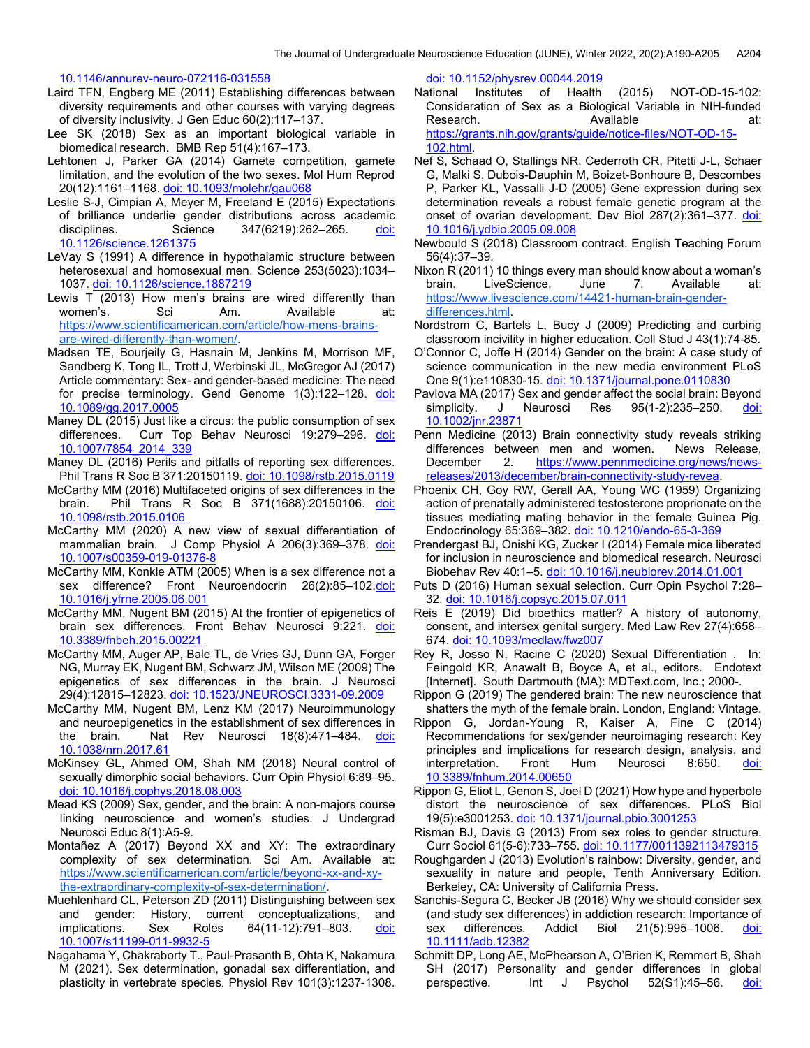10.1146/annurev-neuro-072116-031558

Laird TFN, Engberg ME (2011) Establishing differences between diversity requirements and other courses with varying degrees of diversity inclusivity. J Gen Educ 60(2):117–137.

Lee SK (2018) Sex as an important biological variable in biomedical research. BMB Rep 51(4):167–173.

Lehtonen J, Parker GA (2014) Gamete competition, gamete limitation, and the evolution of the two sexes. Mol Hum Reprod 20(12):1161–1168. doi: 10.1093/molehr/gau068

Leslie S-J, Cimpian A, Meyer M, Freeland E (2015) Expectations of brilliance underlie gender distributions across academic disciplines. Science 347(6219):262–265. doi: 10.1126/science.1261375

LeVay S (1991) A difference in hypothalamic structure between heterosexual and homosexual men. Science 253(5023):1034–1037. doi: 10.1126/science.1887219

Lewis T (2013) How men's brains are wired differently than women's. Sci Am. Available at: https://www.scientificamerican.com/article/how-mens-brains-are-wired-differently-than-women/.

Madsen TE, Bourjeily G, Hasnain M, Jenkins M, Morrison MF, Sandberg K, Tong IL, Trott J, Werbinski JL, McGregor AJ (2017) Article commentary: Sex- and gender-based medicine: The need for precise terminology. Gend Genome 1(3):122–128. doi: 10.1089/gg.2017.0005

Maney DL (2015) Just like a circus: the public consumption of sex differences. Curr Top Behav Neurosci 19:279–296. doi: 10.1007/7854_2014_339

Maney DL (2016) Perils and pitfalls of reporting sex differences. Phil Trans R Soc B 371:20150119. doi: 10.1098/rstb.2015.0119

McCarthy MM (2016) Multifaceted origins of sex differences in the brain. Phil Trans R Soc B 371(1688):20150106. doi: 10.1098/rstb.2015.0106

McCarthy MM (2020) A new view of sexual differentiation of mammalian brain. J Comp Physiol A 206(3):369–378. doi: 10.1007/s00359-019-01376-8

McCarthy MM, Konkle ATM (2005) When is a sex difference not a sex difference? Front Neuroendocrin 26(2):85–102.doi: 10.1016/j.yfrne.2005.06.001

McCarthy MM, Nugent BM (2015) At the frontier of epigenetics of brain sex differences. Front Behav Neurosci 9:221. doi: 10.3389/fnbeh.2015.00221

McCarthy MM, Auger AP, Bale TL, de Vries GJ, Dunn GA, Forger NG, Murray EK, Nugent BM, Schwarz JM, Wilson ME (2009) The epigenetics of sex differences in the brain. J Neurosci 29(4):12815–12823. doi: 10.1523/JNEUROSCI.3331-09.2009

McCarthy MM, Nugent BM, Lenz KM (2017) Neuroimmunology and neuroepigenetics in the establishment of sex differences in the brain. Nat Rev Neurosci 18(8):471–484. doi: 10.1038/nrn.2017.61

McKinsey GL, Ahmed OM, Shah NM (2018) Neural control of sexually dimorphic social behaviors. Curr Opin Physiol 6:89–95. doi: 10.1016/j.cophys.2018.08.003

Mead KS (2009) Sex, gender, and the brain: A non-majors course linking neuroscience and women's studies. J Undergrad Neurosci Educ 8(1):A5-9.

Montañez A (2017) Beyond XX and XY: The extraordinary complexity of sex determination. Sci Am. Available at: https://www.scientificamerican.com/article/beyond-xx-and-xy-the-extraordinary-complexity-of-sex-determination/.

Muehlenhard CL, Peterson ZD (2011) Distinguishing between sex and gender: History, current conceptualizations, and implications. Sex Roles 64(11-12):791–803. doi: 10.1007/s11199-011-9932-5

Nagahama Y, Chakraborty T., Paul-Prasanth B, Ohta K, Nakamura M (2021). Sex determination, gonadal sex differentiation, and plasticity in vertebrate species. Physiol Rev 101(3):1237-1308. doi: 10.1152/physrev.00044.2019

National Institutes of Health (2015) NOT-OD-15-102: Consideration of Sex as a Biological Variable in NIH-funded Research. Available at: https://grants.nih.gov/grants/guide/notice-files/NOT-OD-15-102.html.

Nef S, Schaad O, Stallings NR, Cederroth CR, Pitetti J-L, Schaer G, Malki S, Dubois-Dauphin M, Boizet-Bonhoure B, Descombes P, Parker KL, Vassalli J-D (2005) Gene expression during sex determination reveals a robust female genetic program at the onset of ovarian development. Dev Biol 287(2):361–377. doi: 10.1016/j.ydbio.2005.09.008

Newbould S (2018) Classroom contract. English Teaching Forum 56(4):37–39.

Nixon R (2011) 10 things every man should know about a woman's brain. LiveScience, June 7. Available at: https://www.livescience.com/14421-human-brain-gender-differences.html.

Nordstrom C, Bartels L, Bucy J (2009) Predicting and curbing classroom incivility in higher education. Coll Stud J 43(1):74-85.

O'Connor C, Joffe H (2014) Gender on the brain: A case study of science communication in the new media environment PLoS One 9(1):e110830-15. doi: 10.1371/journal.pone.0110830

Pavlova MA (2017) Sex and gender affect the social brain: Beyond simplicity. J Neurosci Res 95(1-2):235–250. doi: 10.1002/jnr.23871

Penn Medicine (2013) Brain connectivity study reveals striking differences between men and women. News Release, December 2. https://www.pennmedicine.org/news/news-releases/2013/december/brain-connectivity-study-revea.

Phoenix CH, Goy RW, Gerall AA, Young WC (1959) Organizing action of prenatally administered testosterone proprionate on the tissues mediating mating behavior in the female Guinea Pig. Endocrinology 65:369–382. doi: 10.1210/endo-65-3-369

Prendergast BJ, Onishi KG, Zucker I (2014) Female mice liberated for inclusion in neuroscience and biomedical research. Neurosci Biobehav Rev 40:1–5. doi: 10.1016/j.neubiorev.2014.01.001

Puts D (2016) Human sexual selection. Curr Opin Psychol 7:28–32. doi: 10.1016/j.copsyc.2015.07.011

Reis E (2019) Did bioethics matter? A history of autonomy, consent, and intersex genital surgery. Med Law Rev 27(4):658–674. doi: 10.1093/medlaw/fwz007

Rey R, Josso N, Racine C (2020) Sexual Differentiation . In: Feingold KR, Anawalt B, Boyce A, et al., editors. Endotext [Internet]. South Dartmouth (MA): MDText.com, Inc.; 2000-.

Rippon G (2019) The gendered brain: The new neuroscience that shatters the myth of the female brain. London, England: Vintage.

Rippon G, Jordan-Young R, Kaiser A, Fine C (2014) Recommendations for sex/gender neuroimaging research: Key principles and implications for research design, analysis, and interpretation. Front Hum Neurosci 8:650. doi: 10.3389/fnhum.2014.00650

Rippon G, Eliot L, Genon S, Joel D (2021) How hype and hyperbole distort the neuroscience of sex differences. PLoS Biol 19(5):e3001253. doi: 10.1371/journal.pbio.3001253

Risman BJ, Davis G (2013) From sex roles to gender structure. Curr Sociol 61(5-6):733–755. doi: 10.1177/0011392113479315

Roughgarden J (2013) Evolution's rainbow: Diversity, gender, and sexuality in nature and people, Tenth Anniversary Edition. Berkeley, CA: University of California Press.

Sanchis-Segura C, Becker JB (2016) Why we should consider sex (and study sex differences) in addiction research: Importance of sex differences. Addict Biol 21(5):995–1006. doi: 10.1111/adb.12382

Schmitt DP, Long AE, McPhearson A, O'Brien K, Remmert B, Shah SH (2017) Personality and gender differences in global perspective. Int J Psychol 52(S1):45–56. doi: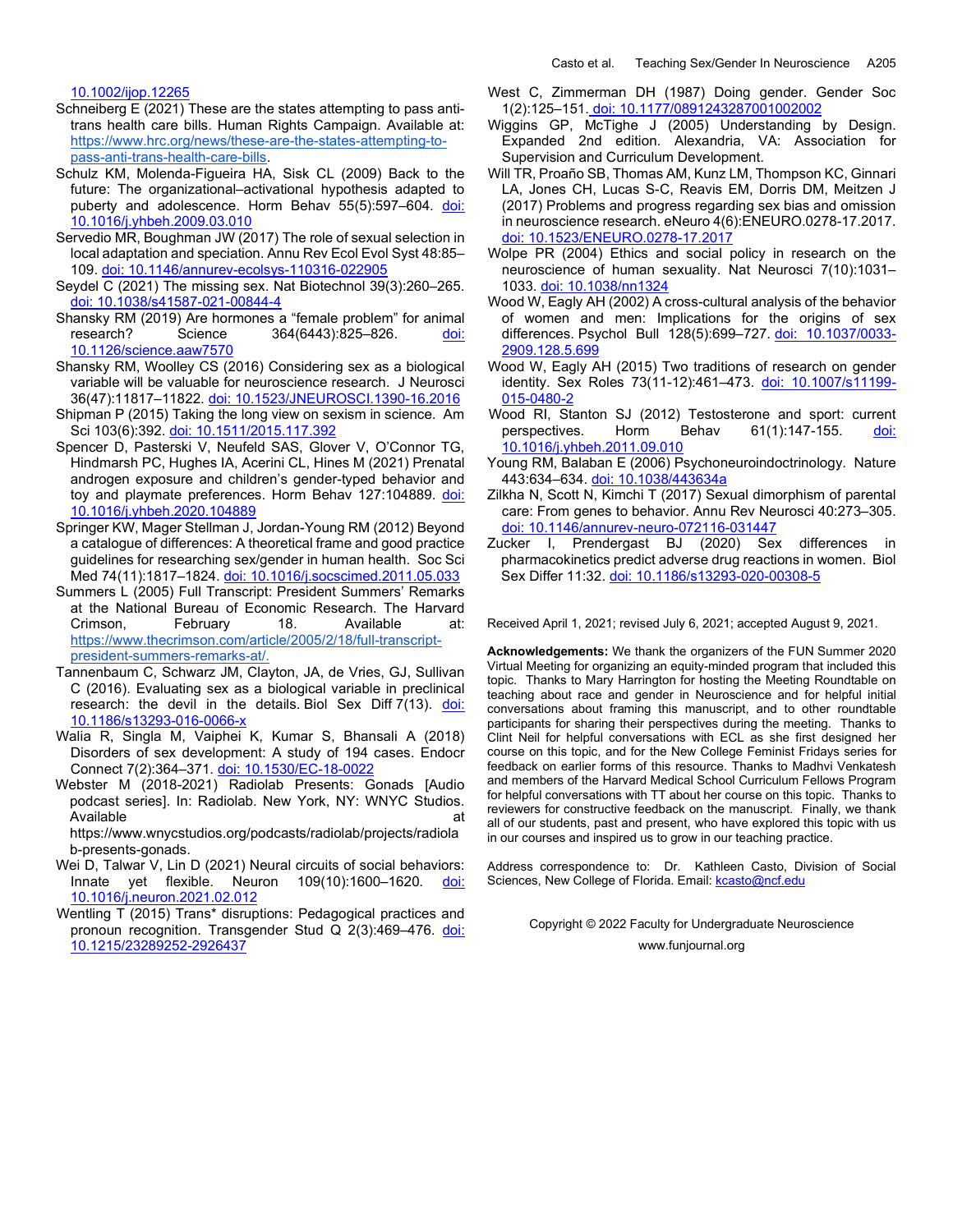10.1002/ijop.12265

Schneiberg E (2021) These are the states attempting to pass anti-trans health care bills. Human Rights Campaign. Available at: https://www.hrc.org/news/these-are-the-states-attempting-to-pass-anti-trans-health-care-bills.

Schulz KM, Molenda-Figueira HA, Sisk CL (2009) Back to the future: The organizational–activational hypothesis adapted to puberty and adolescence. Horm Behav 55(5):597–604. doi: 10.1016/j.yhbeh.2009.03.010

Servedio MR, Boughman JW (2017) The role of sexual selection in local adaptation and speciation. Annu Rev Ecol Evol Syst 48:85–109. doi: 10.1146/annurev-ecolsys-110316-022905

Seydel C (2021) The missing sex. Nat Biotechnol 39(3):260–265. doi: 10.1038/s41587-021-00844-4

Shansky RM (2019) Are hormones a "female problem" for animal research? Science 364(6443):825–826. doi: 10.1126/science.aaw7570

Shansky RM, Woolley CS (2016) Considering sex as a biological variable will be valuable for neuroscience research. J Neurosci 36(47):11817–11822. doi: 10.1523/JNEUROSCI.1390-16.2016

Shipman P (2015) Taking the long view on sexism in science. Am Sci 103(6):392. doi: 10.1511/2015.117.392

Spencer D, Pasterski V, Neufeld SAS, Glover V, O'Connor TG, Hindmarsh PC, Hughes IA, Acerini CL, Hines M (2021) Prenatal androgen exposure and children's gender-typed behavior and toy and playmate preferences. Horm Behav 127:104889. doi: 10.1016/j.yhbeh.2020.104889

Springer KW, Mager Stellman J, Jordan-Young RM (2012) Beyond a catalogue of differences: A theoretical frame and good practice guidelines for researching sex/gender in human health. Soc Sci Med 74(11):1817–1824. doi: 10.1016/j.socscimed.2011.05.033

Summers L (2005) Full Transcript: President Summers' Remarks at the National Bureau of Economic Research. The Harvard Crimson, February 18. Available at: https://www.thecrimson.com/article/2005/2/18/full-transcript-president-summers-remarks-at/.

Tannenbaum C, Schwarz JM, Clayton, JA, de Vries, GJ, Sullivan C (2016). Evaluating sex as a biological variable in preclinical research: the devil in the details. Biol Sex Diff 7(13). doi: 10.1186/s13293-016-0066-x

Walia R, Singla M, Vaiphei K, Kumar S, Bhansali A (2018) Disorders of sex development: A study of 194 cases. Endocr Connect 7(2):364–371. doi: 10.1530/EC-18-0022

Webster M (2018-2021) Radiolab Presents: Gonads [Audio podcast series]. In: Radiolab. New York, NY: WNYC Studios. Available at https://www.wnycstudios.org/podcasts/radiolab/projects/radiolab-presents-gonads.

Wei D, Talwar V, Lin D (2021) Neural circuits of social behaviors: Innate yet flexible. Neuron 109(10):1600–1620. doi: 10.1016/j.neuron.2021.02.012

Wentling T (2015) Trans* disruptions: Pedagogical practices and pronoun recognition. Transgender Stud Q 2(3):469–476. doi: 10.1215/23289252-2926437

West C, Zimmerman DH (1987) Doing gender. Gender Soc 1(2):125–151. doi: 10.1177/0891243287001002002

Wiggins GP, McTighe J (2005) Understanding by Design. Expanded 2nd edition. Alexandria, VA: Association for Supervision and Curriculum Development.

Will TR, Proaño SB, Thomas AM, Kunz LM, Thompson KC, Ginnari LA, Jones CH, Lucas S-C, Reavis EM, Dorris DM, Meitzen J (2017) Problems and progress regarding sex bias and omission in neuroscience research. eNeuro 4(6):ENEURO.0278-17.2017. doi: 10.1523/ENEURO.0278-17.2017

Wolpe PR (2004) Ethics and social policy in research on the neuroscience of human sexuality. Nat Neurosci 7(10):1031–1033. doi: 10.1038/nn1324

Wood W, Eagly AH (2002) A cross-cultural analysis of the behavior of women and men: Implications for the origins of sex differences. Psychol Bull 128(5):699–727. doi: 10.1037/0033-2909.128.5.699

Wood W, Eagly AH (2015) Two traditions of research on gender identity. Sex Roles 73(11-12):461–473. doi: 10.1007/s11199-015-0480-2

Wood RI, Stanton SJ (2012) Testosterone and sport: current perspectives. Horm Behav 61(1):147-155. doi: 10.1016/j.yhbeh.2011.09.010

Young RM, Balaban E (2006) Psychoneuroindoctrinology. Nature 443:634–634. doi: 10.1038/443634a

Zilkha N, Scott N, Kimchi T (2017) Sexual dimorphism of parental care: From genes to behavior. Annu Rev Neurosci 40:273–305. doi: 10.1146/annurev-neuro-072116-031447

Zucker I, Prendergast BJ (2020) Sex differences in pharmacokinetics predict adverse drug reactions in women. Biol Sex Differ 11:32. doi: 10.1186/s13293-020-00308-5

Received April 1, 2021; revised July 6, 2021; accepted August 9, 2021.

**Acknowledgements:** We thank the organizers of the FUN Summer 2020 Virtual Meeting for organizing an equity-minded program that included this topic. Thanks to Mary Harrington for hosting the Meeting Roundtable on teaching about race and gender in Neuroscience and for helpful initial conversations about framing this manuscript, and to other roundtable participants for sharing their perspectives during the meeting. Thanks to Clint Neil for helpful conversations with ECL as she first designed her course on this topic, and for the New College Feminist Fridays series for feedback on earlier forms of this resource. Thanks to Madhvi Venkatesh and members of the Harvard Medical School Curriculum Fellows Program for helpful conversations with TT about her course on this topic. Thanks to reviewers for constructive feedback on the manuscript. Finally, we thank all of our students, past and present, who have explored this topic with us in our courses and inspired us to grow in our teaching practice.

Address correspondence to: Dr. Kathleen Casto, Division of Social Sciences, New College of Florida. Email: kcasto@ncf.edu

Copyright © 2022 Faculty for Undergraduate Neuroscience

www.funjournal.org